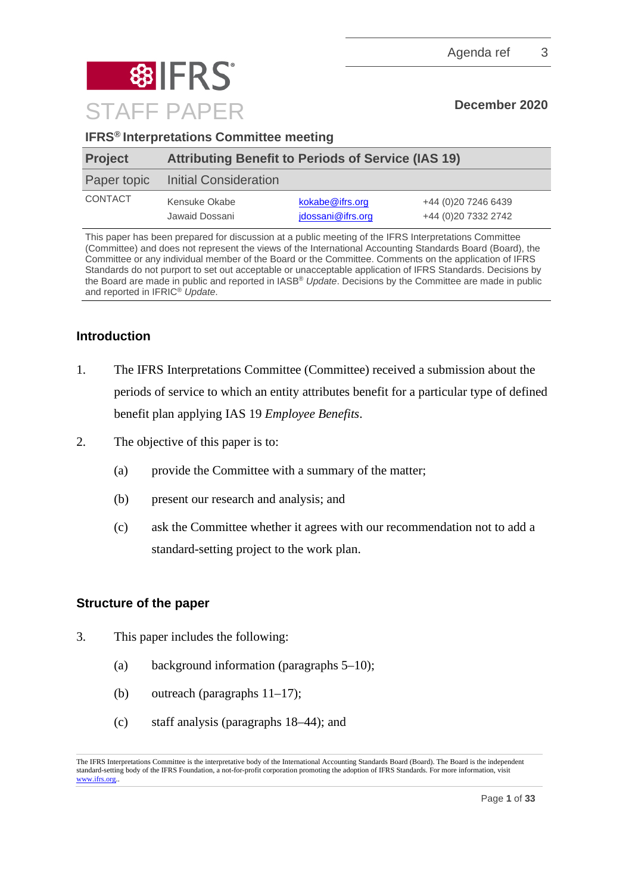Agenda ref 3

# IFRS STAFF PAPER

**December 2020**

**IFRS® Interpretations Committee meeting**

| **Project** | **Attributing Benefit to Periods of Service (IAS 19)** | | |
|---|---|---|---|
| Paper topic | Initial Consideration | | |
| CONTACT | Kensuke Okabe | kokabe@ifrs.org | +44 (0)20 7246 6439 |
| | Jawaid Dossani | jdossani@ifrs.org | +44 (0)20 7332 2742 |

This paper has been prepared for discussion at a public meeting of the IFRS Interpretations Committee (Committee) and does not represent the views of the International Accounting Standards Board (Board), the Committee or any individual member of the Board or the Committee. Comments on the application of IFRS Standards do not purport to set out acceptable or unacceptable application of IFRS Standards. Decisions by the Board are made in public and reported in IASB® *Update*. Decisions by the Committee are made in public and reported in IFRIC® *Update*.

## Introduction

1. The IFRS Interpretations Committee (Committee) received a submission about the periods of service to which an entity attributes benefit for a particular type of defined benefit plan applying IAS 19 *Employee Benefits*.

2. The objective of this paper is to:
   (a) provide the Committee with a summary of the matter;
   (b) present our research and analysis; and
   (c) ask the Committee whether it agrees with our recommendation not to add a standard-setting project to the work plan.

## Structure of the paper

3. This paper includes the following:
   (a) background information (paragraphs 5–10);
   (b) outreach (paragraphs 11–17);
   (c) staff analysis (paragraphs 18–44); and

The IFRS Interpretations Committee is the interpretative body of the International Accounting Standards Board (Board). The Board is the independent standard-setting body of the IFRS Foundation, a not-for-profit corporation promoting the adoption of IFRS Standards. For more information, visit www.ifrs.org..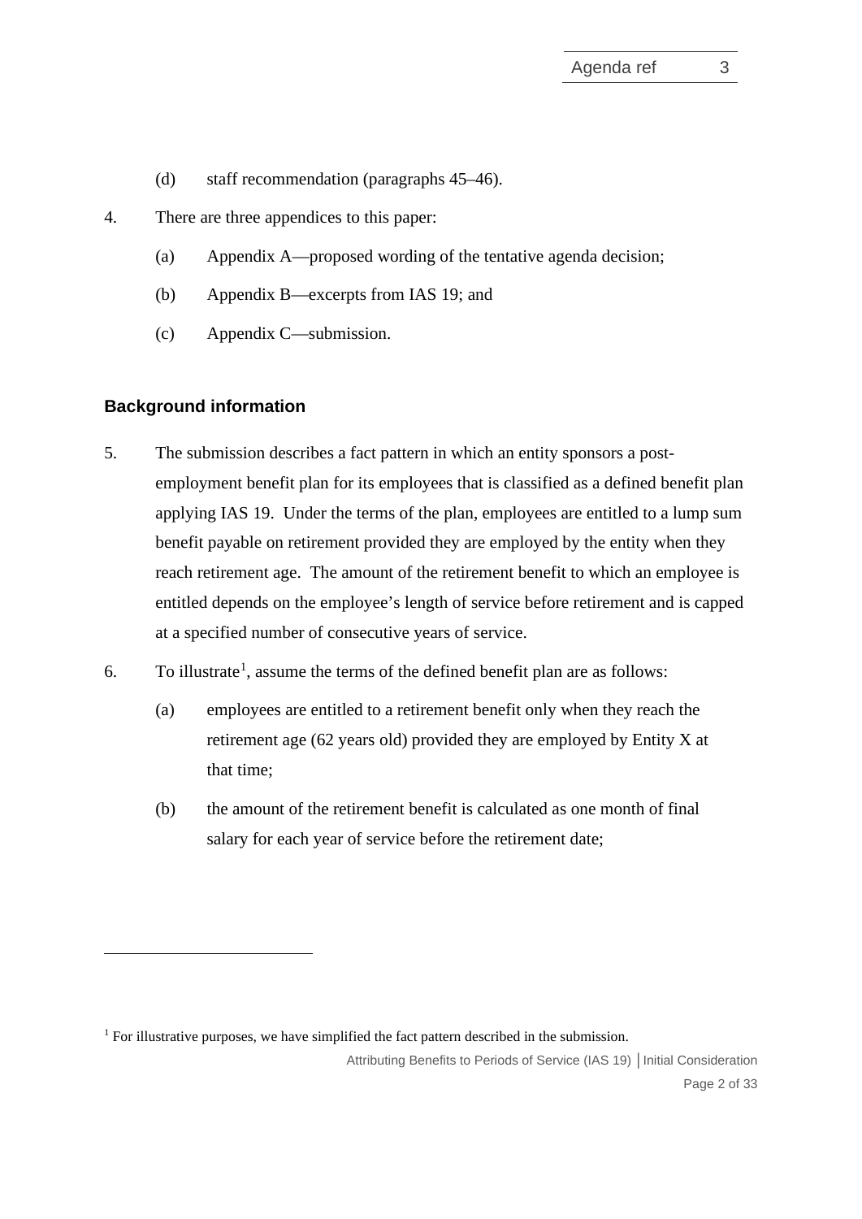(d) staff recommendation (paragraphs 45–46).

4. There are three appendices to this paper:

   (a) Appendix A—proposed wording of the tentative agenda decision;

   (b) Appendix B—excerpts from IAS 19; and

   (c) Appendix C—submission.

## Background information

5. The submission describes a fact pattern in which an entity sponsors a post-employment benefit plan for its employees that is classified as a defined benefit plan applying IAS 19. Under the terms of the plan, employees are entitled to a lump sum benefit payable on retirement provided they are employed by the entity when they reach retirement age. The amount of the retirement benefit to which an employee is entitled depends on the employee's length of service before retirement and is capped at a specified number of consecutive years of service.

6. To illustrate[1], assume the terms of the defined benefit plan are as follows:

   (a) employees are entitled to a retirement benefit only when they reach the retirement age (62 years old) provided they are employed by Entity X at that time;

   (b) the amount of the retirement benefit is calculated as one month of final salary for each year of service before the retirement date;

[1] For illustrative purposes, we have simplified the fact pattern described in the submission.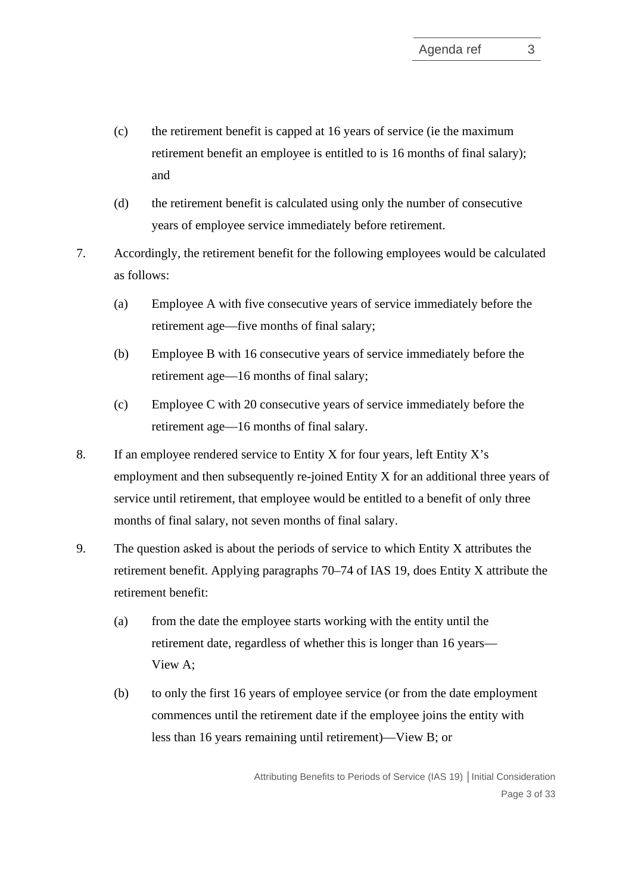(c) the retirement benefit is capped at 16 years of service (ie the maximum retirement benefit an employee is entitled to is 16 months of final salary); and

(d) the retirement benefit is calculated using only the number of consecutive years of employee service immediately before retirement.

7. Accordingly, the retirement benefit for the following employees would be calculated as follows:

   (a) Employee A with five consecutive years of service immediately before the retirement age—five months of final salary;

   (b) Employee B with 16 consecutive years of service immediately before the retirement age—16 months of final salary;

   (c) Employee C with 20 consecutive years of service immediately before the retirement age—16 months of final salary.

8. If an employee rendered service to Entity X for four years, left Entity X's employment and then subsequently re-joined Entity X for an additional three years of service until retirement, that employee would be entitled to a benefit of only three months of final salary, not seven months of final salary.

9. The question asked is about the periods of service to which Entity X attributes the retirement benefit. Applying paragraphs 70–74 of IAS 19, does Entity X attribute the retirement benefit:

   (a) from the date the employee starts working with the entity until the retirement date, regardless of whether this is longer than 16 years—View A;

   (b) to only the first 16 years of employee service (or from the date employment commences until the retirement date if the employee joins the entity with less than 16 years remaining until retirement)—View B; or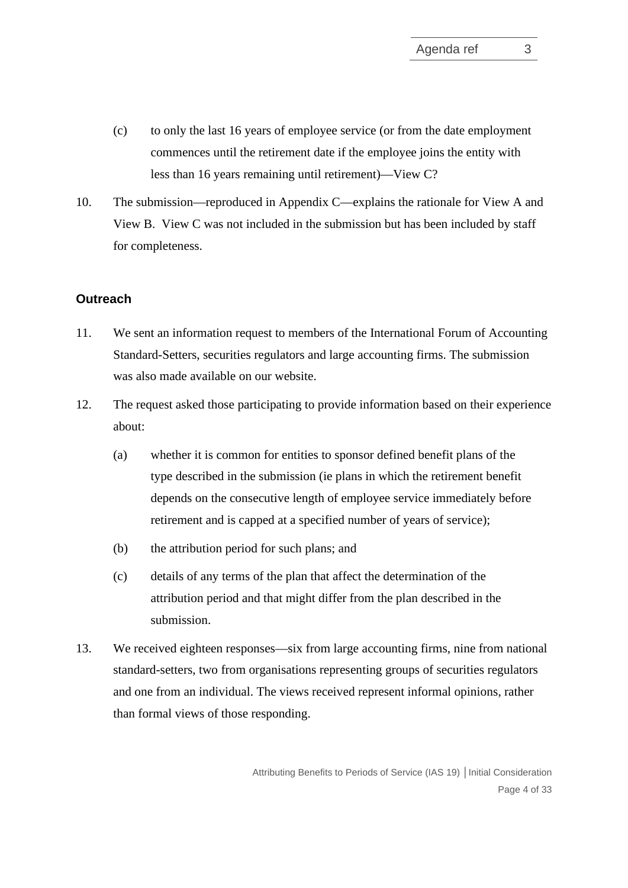(c) to only the last 16 years of employee service (or from the date employment commences until the retirement date if the employee joins the entity with less than 16 years remaining until retirement)—View C?

10. The submission—reproduced in Appendix C—explains the rationale for View A and View B. View C was not included in the submission but has been included by staff for completeness.

## Outreach

11. We sent an information request to members of the International Forum of Accounting Standard-Setters, securities regulators and large accounting firms. The submission was also made available on our website.

12. The request asked those participating to provide information based on their experience about:

    (a) whether it is common for entities to sponsor defined benefit plans of the type described in the submission (ie plans in which the retirement benefit depends on the consecutive length of employee service immediately before retirement and is capped at a specified number of years of service);

    (b) the attribution period for such plans; and

    (c) details of any terms of the plan that affect the determination of the attribution period and that might differ from the plan described in the submission.

13. We received eighteen responses—six from large accounting firms, nine from national standard-setters, two from organisations representing groups of securities regulators and one from an individual. The views received represent informal opinions, rather than formal views of those responding.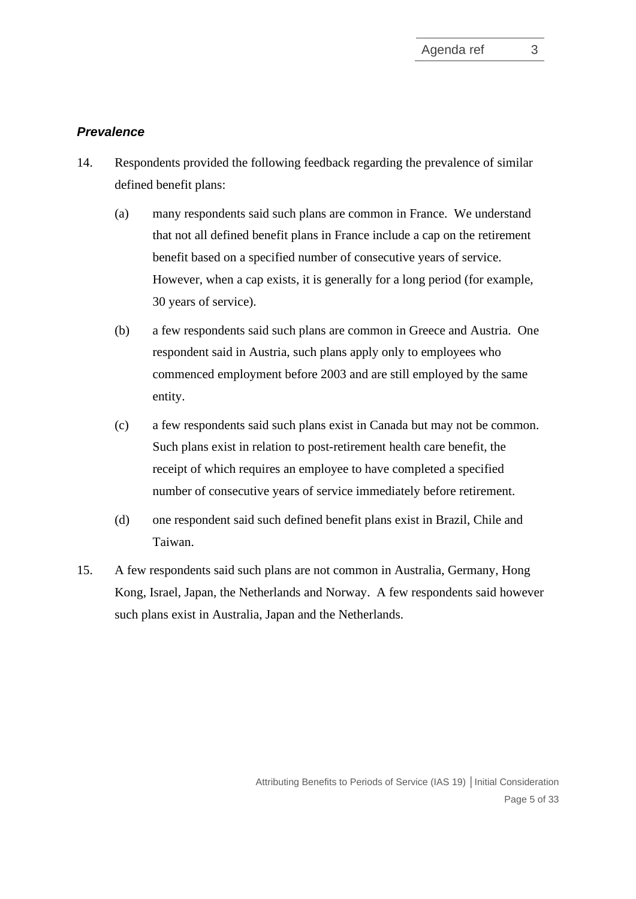### *Prevalence*

14. Respondents provided the following feedback regarding the prevalence of similar defined benefit plans:

    (a) many respondents said such plans are common in France. We understand that not all defined benefit plans in France include a cap on the retirement benefit based on a specified number of consecutive years of service. However, when a cap exists, it is generally for a long period (for example, 30 years of service).

    (b) a few respondents said such plans are common in Greece and Austria. One respondent said in Austria, such plans apply only to employees who commenced employment before 2003 and are still employed by the same entity.

    (c) a few respondents said such plans exist in Canada but may not be common. Such plans exist in relation to post-retirement health care benefit, the receipt of which requires an employee to have completed a specified number of consecutive years of service immediately before retirement.

    (d) one respondent said such defined benefit plans exist in Brazil, Chile and Taiwan.

15. A few respondents said such plans are not common in Australia, Germany, Hong Kong, Israel, Japan, the Netherlands and Norway. A few respondents said however such plans exist in Australia, Japan and the Netherlands.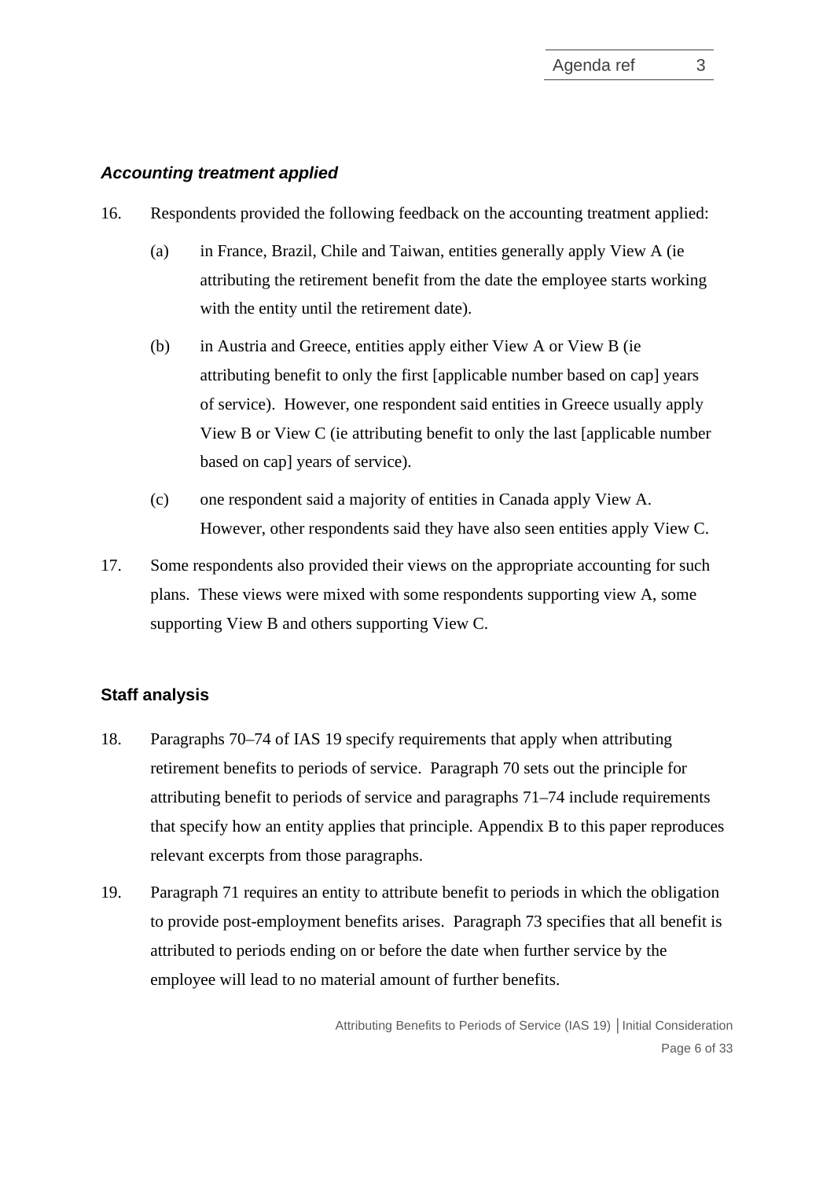### *Accounting treatment applied*

16. Respondents provided the following feedback on the accounting treatment applied:

    (a) in France, Brazil, Chile and Taiwan, entities generally apply View A (ie attributing the retirement benefit from the date the employee starts working with the entity until the retirement date).

    (b) in Austria and Greece, entities apply either View A or View B (ie attributing benefit to only the first [applicable number based on cap] years of service). However, one respondent said entities in Greece usually apply View B or View C (ie attributing benefit to only the last [applicable number based on cap] years of service).

    (c) one respondent said a majority of entities in Canada apply View A. However, other respondents said they have also seen entities apply View C.

17. Some respondents also provided their views on the appropriate accounting for such plans. These views were mixed with some respondents supporting view A, some supporting View B and others supporting View C.

## Staff analysis

18. Paragraphs 70–74 of IAS 19 specify requirements that apply when attributing retirement benefits to periods of service. Paragraph 70 sets out the principle for attributing benefit to periods of service and paragraphs 71–74 include requirements that specify how an entity applies that principle. Appendix B to this paper reproduces relevant excerpts from those paragraphs.

19. Paragraph 71 requires an entity to attribute benefit to periods in which the obligation to provide post-employment benefits arises. Paragraph 73 specifies that all benefit is attributed to periods ending on or before the date when further service by the employee will lead to no material amount of further benefits.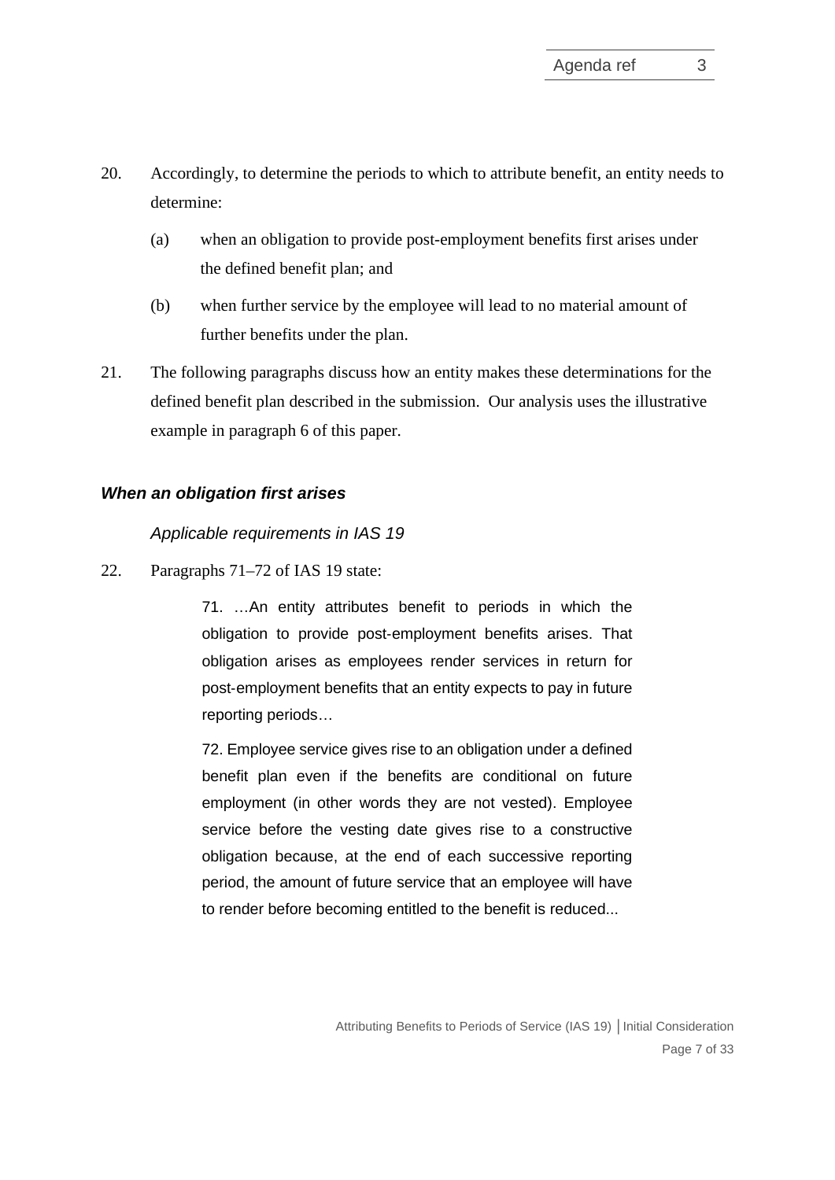20. Accordingly, to determine the periods to which to attribute benefit, an entity needs to determine:

    (a) when an obligation to provide post-employment benefits first arises under the defined benefit plan; and

    (b) when further service by the employee will lead to no material amount of further benefits under the plan.

21. The following paragraphs discuss how an entity makes these determinations for the defined benefit plan described in the submission. Our analysis uses the illustrative example in paragraph 6 of this paper.

### *When an obligation first arises*

#### *Applicable requirements in IAS 19*

22. Paragraphs 71–72 of IAS 19 state:

> 71. …An entity attributes benefit to periods in which the obligation to provide post-employment benefits arises. That obligation arises as employees render services in return for post-employment benefits that an entity expects to pay in future reporting periods…
>
> 72. Employee service gives rise to an obligation under a defined benefit plan even if the benefits are conditional on future employment (in other words they are not vested). Employee service before the vesting date gives rise to a constructive obligation because, at the end of each successive reporting period, the amount of future service that an employee will have to render before becoming entitled to the benefit is reduced...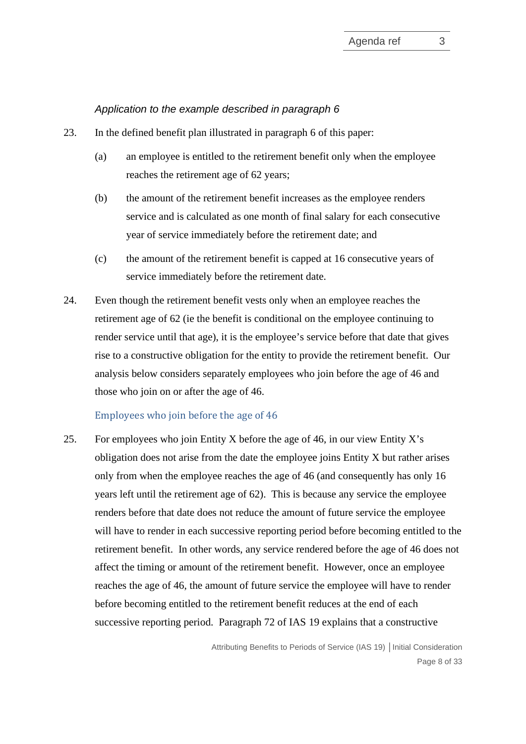*Application to the example described in paragraph 6*

23. In the defined benefit plan illustrated in paragraph 6 of this paper:

    (a) an employee is entitled to the retirement benefit only when the employee reaches the retirement age of 62 years;

    (b) the amount of the retirement benefit increases as the employee renders service and is calculated as one month of final salary for each consecutive year of service immediately before the retirement date; and

    (c) the amount of the retirement benefit is capped at 16 consecutive years of service immediately before the retirement date.

24. Even though the retirement benefit vests only when an employee reaches the retirement age of 62 (ie the benefit is conditional on the employee continuing to render service until that age), it is the employee's service before that date that gives rise to a constructive obligation for the entity to provide the retirement benefit. Our analysis below considers separately employees who join before the age of 46 and those who join on or after the age of 46.

### Employees who join before the age of 46

25. For employees who join Entity X before the age of 46, in our view Entity X's obligation does not arise from the date the employee joins Entity X but rather arises only from when the employee reaches the age of 46 (and consequently has only 16 years left until the retirement age of 62). This is because any service the employee renders before that date does not reduce the amount of future service the employee will have to render in each successive reporting period before becoming entitled to the retirement benefit. In other words, any service rendered before the age of 46 does not affect the timing or amount of the retirement benefit. However, once an employee reaches the age of 46, the amount of future service the employee will have to render before becoming entitled to the retirement benefit reduces at the end of each successive reporting period. Paragraph 72 of IAS 19 explains that a constructive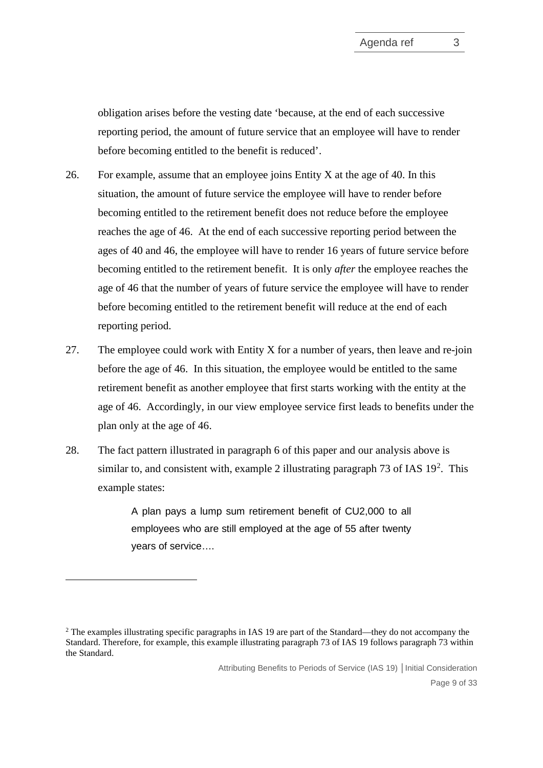obligation arises before the vesting date 'because, at the end of each successive reporting period, the amount of future service that an employee will have to render before becoming entitled to the benefit is reduced'.

26. For example, assume that an employee joins Entity X at the age of 40. In this situation, the amount of future service the employee will have to render before becoming entitled to the retirement benefit does not reduce before the employee reaches the age of 46. At the end of each successive reporting period between the ages of 40 and 46, the employee will have to render 16 years of future service before becoming entitled to the retirement benefit. It is only *after* the employee reaches the age of 46 that the number of years of future service the employee will have to render before becoming entitled to the retirement benefit will reduce at the end of each reporting period.

27. The employee could work with Entity X for a number of years, then leave and re-join before the age of 46. In this situation, the employee would be entitled to the same retirement benefit as another employee that first starts working with the entity at the age of 46. Accordingly, in our view employee service first leads to benefits under the plan only at the age of 46.

28. The fact pattern illustrated in paragraph 6 of this paper and our analysis above is similar to, and consistent with, example 2 illustrating paragraph 73 of IAS 19[2]. This example states:

> A plan pays a lump sum retirement benefit of CU2,000 to all employees who are still employed at the age of 55 after twenty years of service….

[2] The examples illustrating specific paragraphs in IAS 19 are part of the Standard—they do not accompany the Standard. Therefore, for example, this example illustrating paragraph 73 of IAS 19 follows paragraph 73 within the Standard.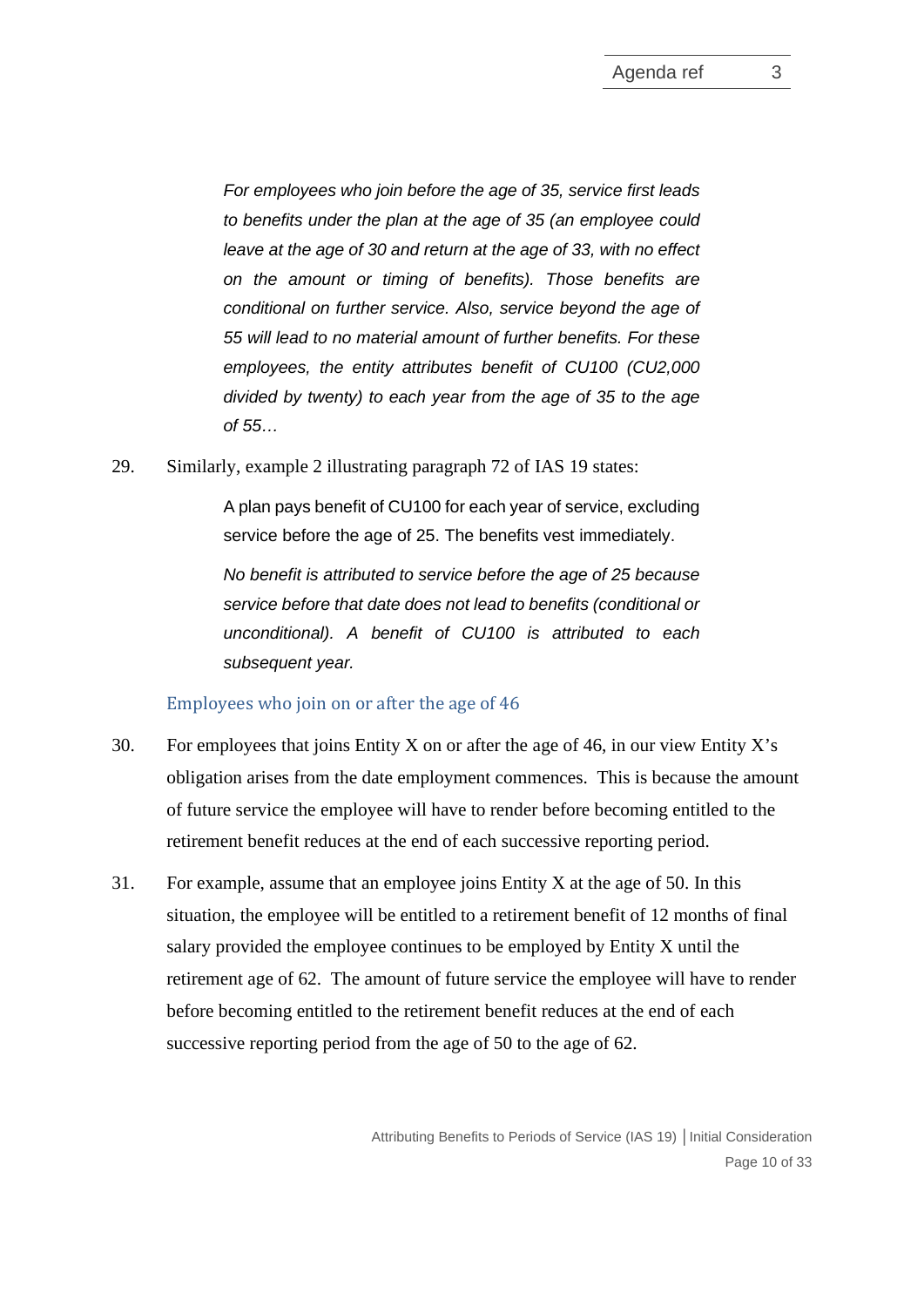> *For employees who join before the age of 35, service first leads to benefits under the plan at the age of 35 (an employee could leave at the age of 30 and return at the age of 33, with no effect on the amount or timing of benefits). Those benefits are conditional on further service. Also, service beyond the age of 55 will lead to no material amount of further benefits. For these employees, the entity attributes benefit of CU100 (CU2,000 divided by twenty) to each year from the age of 35 to the age of 55…*

29. Similarly, example 2 illustrating paragraph 72 of IAS 19 states:

> A plan pays benefit of CU100 for each year of service, excluding service before the age of 25. The benefits vest immediately.
>
> *No benefit is attributed to service before the age of 25 because service before that date does not lead to benefits (conditional or unconditional). A benefit of CU100 is attributed to each subsequent year.*

### Employees who join on or after the age of 46

30. For employees that joins Entity X on or after the age of 46, in our view Entity X's obligation arises from the date employment commences. This is because the amount of future service the employee will have to render before becoming entitled to the retirement benefit reduces at the end of each successive reporting period.

31. For example, assume that an employee joins Entity X at the age of 50. In this situation, the employee will be entitled to a retirement benefit of 12 months of final salary provided the employee continues to be employed by Entity X until the retirement age of 62. The amount of future service the employee will have to render before becoming entitled to the retirement benefit reduces at the end of each successive reporting period from the age of 50 to the age of 62.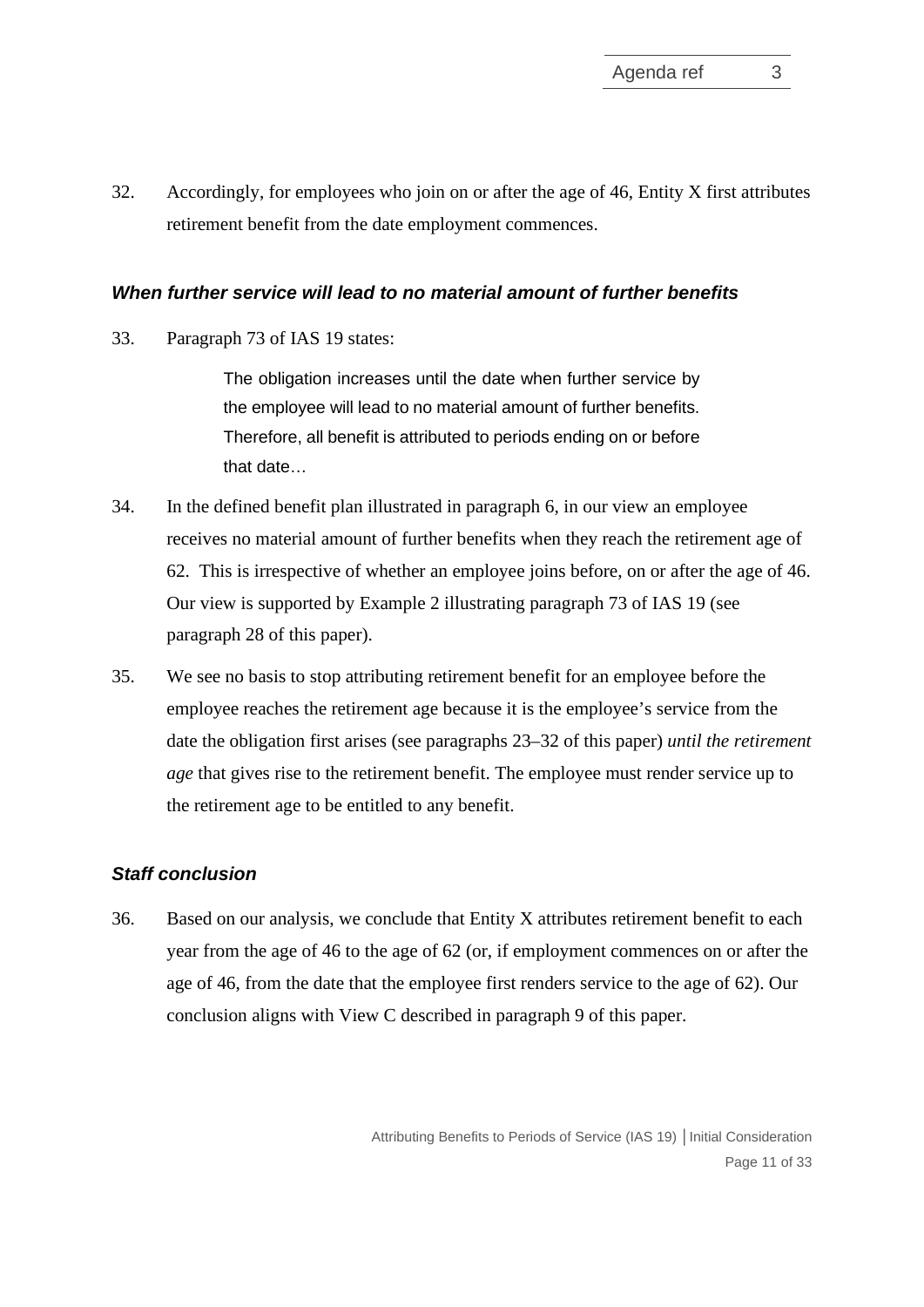32. Accordingly, for employees who join on or after the age of 46, Entity X first attributes retirement benefit from the date employment commences.

### *When further service will lead to no material amount of further benefits*

33. Paragraph 73 of IAS 19 states:

> The obligation increases until the date when further service by the employee will lead to no material amount of further benefits. Therefore, all benefit is attributed to periods ending on or before that date…

34. In the defined benefit plan illustrated in paragraph 6, in our view an employee receives no material amount of further benefits when they reach the retirement age of 62. This is irrespective of whether an employee joins before, on or after the age of 46. Our view is supported by Example 2 illustrating paragraph 73 of IAS 19 (see paragraph 28 of this paper).

35. We see no basis to stop attributing retirement benefit for an employee before the employee reaches the retirement age because it is the employee's service from the date the obligation first arises (see paragraphs 23–32 of this paper) *until the retirement age* that gives rise to the retirement benefit. The employee must render service up to the retirement age to be entitled to any benefit.

### *Staff conclusion*

36. Based on our analysis, we conclude that Entity X attributes retirement benefit to each year from the age of 46 to the age of 62 (or, if employment commences on or after the age of 46, from the date that the employee first renders service to the age of 62). Our conclusion aligns with View C described in paragraph 9 of this paper.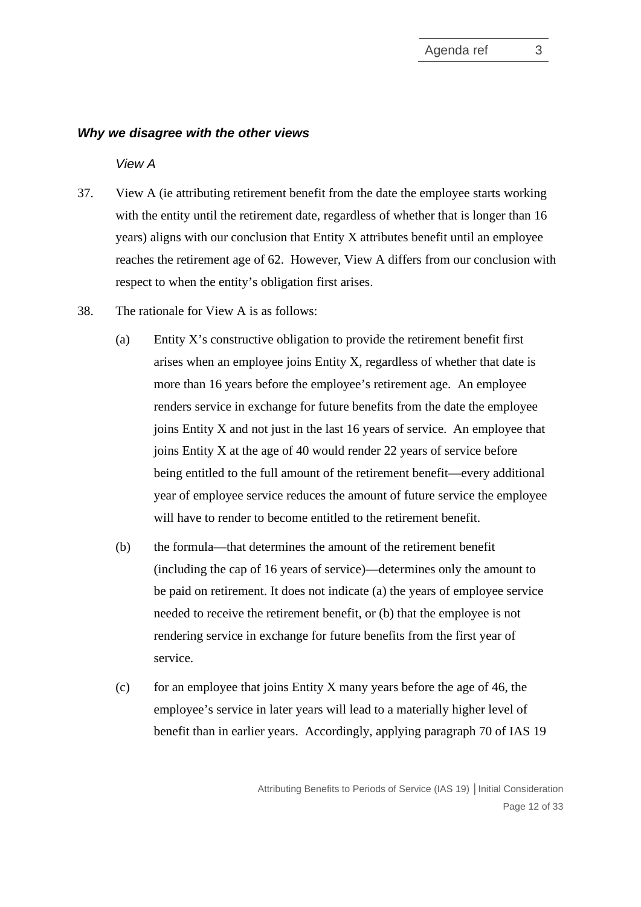### *Why we disagree with the other views*

*View A*

37. View A (ie attributing retirement benefit from the date the employee starts working with the entity until the retirement date, regardless of whether that is longer than 16 years) aligns with our conclusion that Entity X attributes benefit until an employee reaches the retirement age of 62. However, View A differs from our conclusion with respect to when the entity's obligation first arises.

38. The rationale for View A is as follows:

    (a) Entity X's constructive obligation to provide the retirement benefit first arises when an employee joins Entity X, regardless of whether that date is more than 16 years before the employee's retirement age. An employee renders service in exchange for future benefits from the date the employee joins Entity X and not just in the last 16 years of service. An employee that joins Entity X at the age of 40 would render 22 years of service before being entitled to the full amount of the retirement benefit—every additional year of employee service reduces the amount of future service the employee will have to render to become entitled to the retirement benefit.

    (b) the formula—that determines the amount of the retirement benefit (including the cap of 16 years of service)—determines only the amount to be paid on retirement. It does not indicate (a) the years of employee service needed to receive the retirement benefit, or (b) that the employee is not rendering service in exchange for future benefits from the first year of service.

    (c) for an employee that joins Entity X many years before the age of 46, the employee's service in later years will lead to a materially higher level of benefit than in earlier years. Accordingly, applying paragraph 70 of IAS 19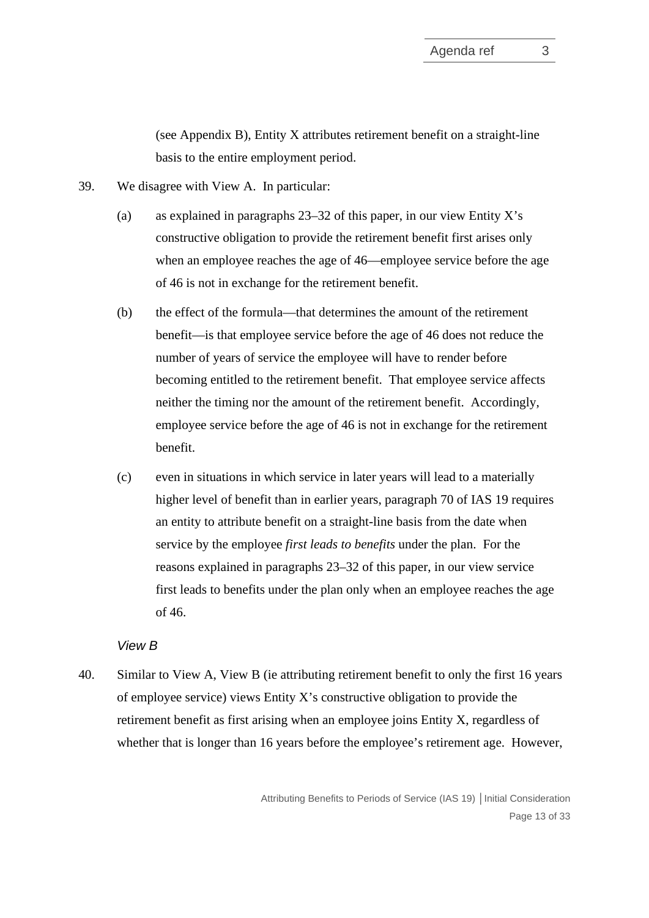(see Appendix B), Entity X attributes retirement benefit on a straight-line basis to the entire employment period.

39. We disagree with View A. In particular:

    (a) as explained in paragraphs 23–32 of this paper, in our view Entity X's constructive obligation to provide the retirement benefit first arises only when an employee reaches the age of 46—employee service before the age of 46 is not in exchange for the retirement benefit.

    (b) the effect of the formula—that determines the amount of the retirement benefit—is that employee service before the age of 46 does not reduce the number of years of service the employee will have to render before becoming entitled to the retirement benefit. That employee service affects neither the timing nor the amount of the retirement benefit. Accordingly, employee service before the age of 46 is not in exchange for the retirement benefit.

    (c) even in situations in which service in later years will lead to a materially higher level of benefit than in earlier years, paragraph 70 of IAS 19 requires an entity to attribute benefit on a straight-line basis from the date when service by the employee *first leads to benefits* under the plan. For the reasons explained in paragraphs 23–32 of this paper, in our view service first leads to benefits under the plan only when an employee reaches the age of 46.

*View B*

40. Similar to View A, View B (ie attributing retirement benefit to only the first 16 years of employee service) views Entity X's constructive obligation to provide the retirement benefit as first arising when an employee joins Entity X, regardless of whether that is longer than 16 years before the employee's retirement age. However,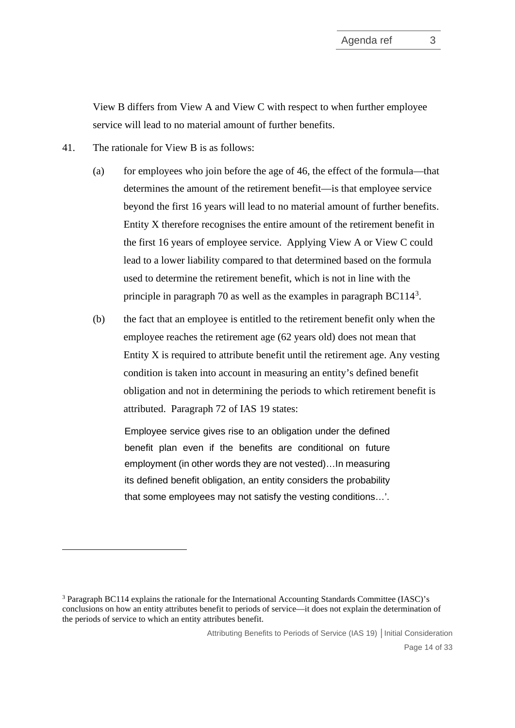View B differs from View A and View C with respect to when further employee service will lead to no material amount of further benefits.

41. The rationale for View B is as follows:

   (a) for employees who join before the age of 46, the effect of the formula—that determines the amount of the retirement benefit—is that employee service beyond the first 16 years will lead to no material amount of further benefits. Entity X therefore recognises the entire amount of the retirement benefit in the first 16 years of employee service. Applying View A or View C could lead to a lower liability compared to that determined based on the formula used to determine the retirement benefit, which is not in line with the principle in paragraph 70 as well as the examples in paragraph BC114[3].

   (b) the fact that an employee is entitled to the retirement benefit only when the employee reaches the retirement age (62 years old) does not mean that Entity X is required to attribute benefit until the retirement age. Any vesting condition is taken into account in measuring an entity's defined benefit obligation and not in determining the periods to which retirement benefit is attributed. Paragraph 72 of IAS 19 states:

   > Employee service gives rise to an obligation under the defined benefit plan even if the benefits are conditional on future employment (in other words they are not vested)…In measuring its defined benefit obligation, an entity considers the probability that some employees may not satisfy the vesting conditions…'.

[3] Paragraph BC114 explains the rationale for the International Accounting Standards Committee (IASC)'s conclusions on how an entity attributes benefit to periods of service—it does not explain the determination of the periods of service to which an entity attributes benefit.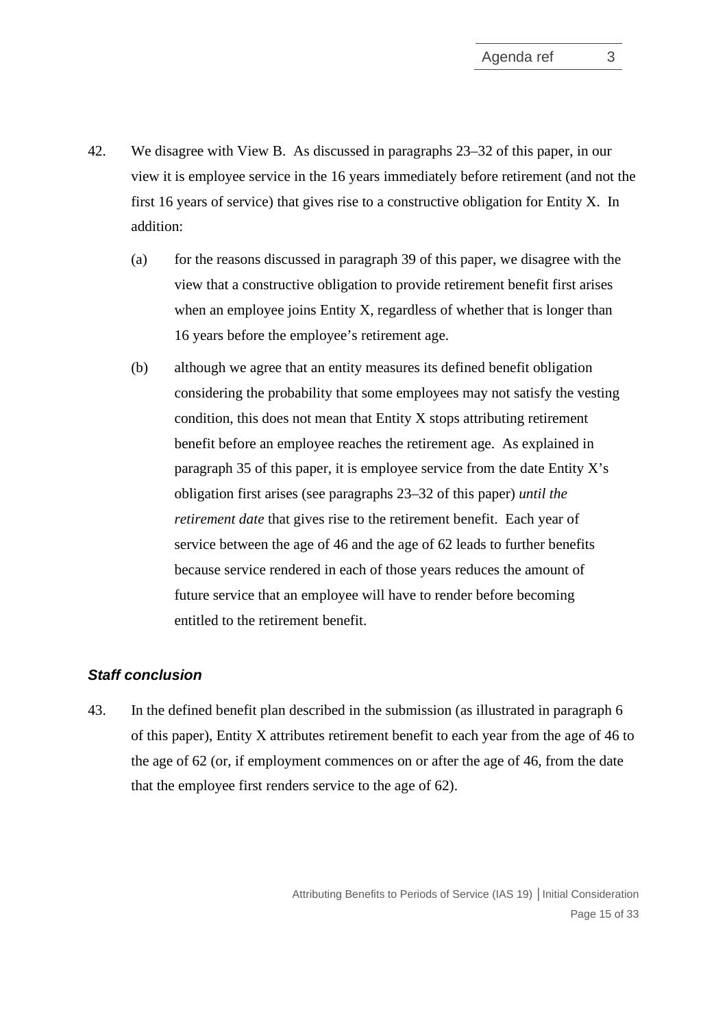42. We disagree with View B. As discussed in paragraphs 23–32 of this paper, in our view it is employee service in the 16 years immediately before retirement (and not the first 16 years of service) that gives rise to a constructive obligation for Entity X. In addition:

    (a) for the reasons discussed in paragraph 39 of this paper, we disagree with the view that a constructive obligation to provide retirement benefit first arises when an employee joins Entity X, regardless of whether that is longer than 16 years before the employee's retirement age.

    (b) although we agree that an entity measures its defined benefit obligation considering the probability that some employees may not satisfy the vesting condition, this does not mean that Entity X stops attributing retirement benefit before an employee reaches the retirement age. As explained in paragraph 35 of this paper, it is employee service from the date Entity X's obligation first arises (see paragraphs 23–32 of this paper) *until the retirement date* that gives rise to the retirement benefit. Each year of service between the age of 46 and the age of 62 leads to further benefits because service rendered in each of those years reduces the amount of future service that an employee will have to render before becoming entitled to the retirement benefit.

### *Staff conclusion*

43. In the defined benefit plan described in the submission (as illustrated in paragraph 6 of this paper), Entity X attributes retirement benefit to each year from the age of 46 to the age of 62 (or, if employment commences on or after the age of 46, from the date that the employee first renders service to the age of 62).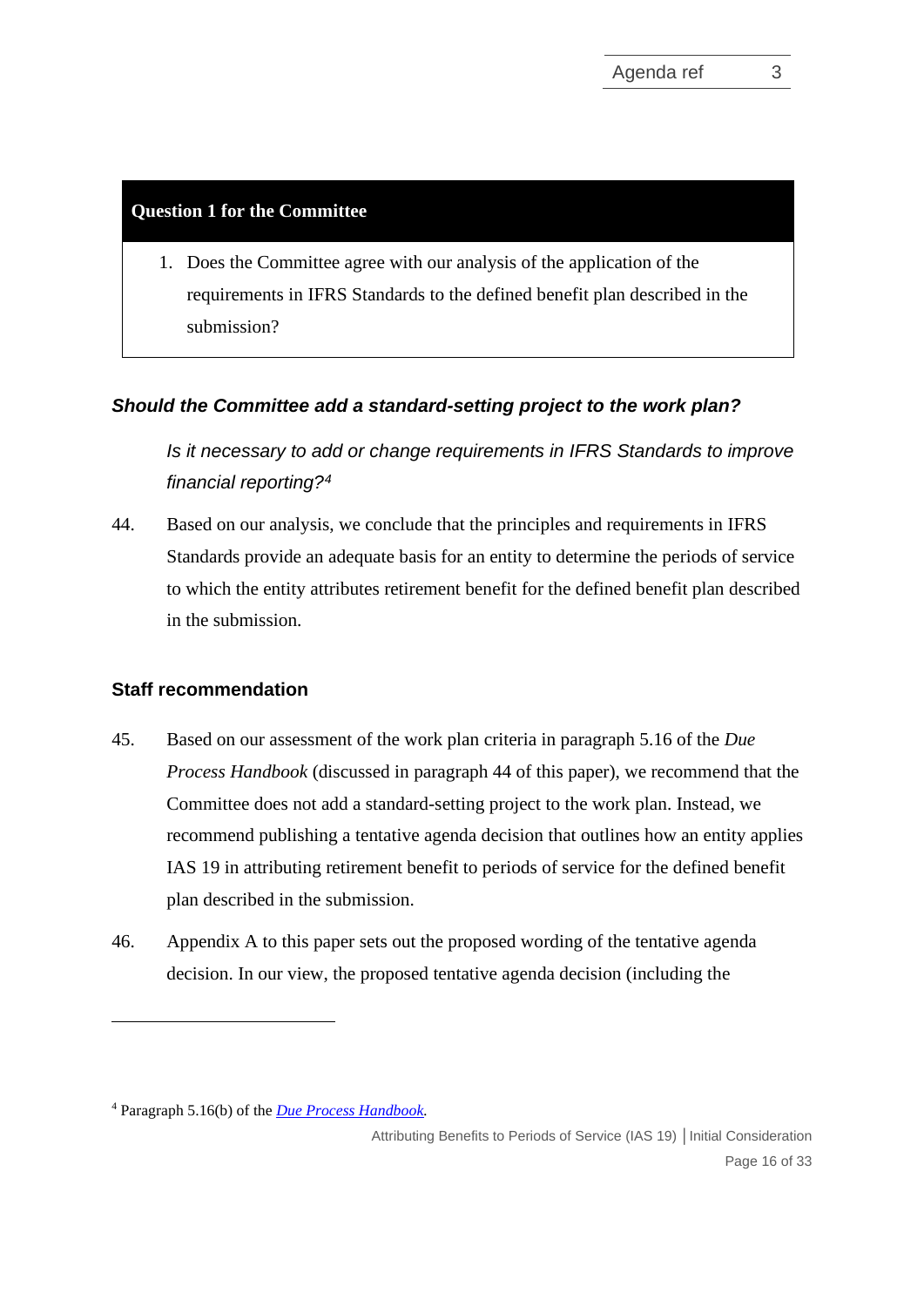**Question 1 for the Committee**

1. Does the Committee agree with our analysis of the application of the requirements in IFRS Standards to the defined benefit plan described in the submission?

### *Should the Committee add a standard-setting project to the work plan?*

*Is it necessary to add or change requirements in IFRS Standards to improve financial reporting?*[4]

44. Based on our analysis, we conclude that the principles and requirements in IFRS Standards provide an adequate basis for an entity to determine the periods of service to which the entity attributes retirement benefit for the defined benefit plan described in the submission.

### Staff recommendation

45. Based on our assessment of the work plan criteria in paragraph 5.16 of the *Due Process Handbook* (discussed in paragraph 44 of this paper), we recommend that the Committee does not add a standard-setting project to the work plan. Instead, we recommend publishing a tentative agenda decision that outlines how an entity applies IAS 19 in attributing retirement benefit to periods of service for the defined benefit plan described in the submission.

46. Appendix A to this paper sets out the proposed wording of the tentative agenda decision. In our view, the proposed tentative agenda decision (including the

---

[4] Paragraph 5.16(b) of the *Due Process Handbook*.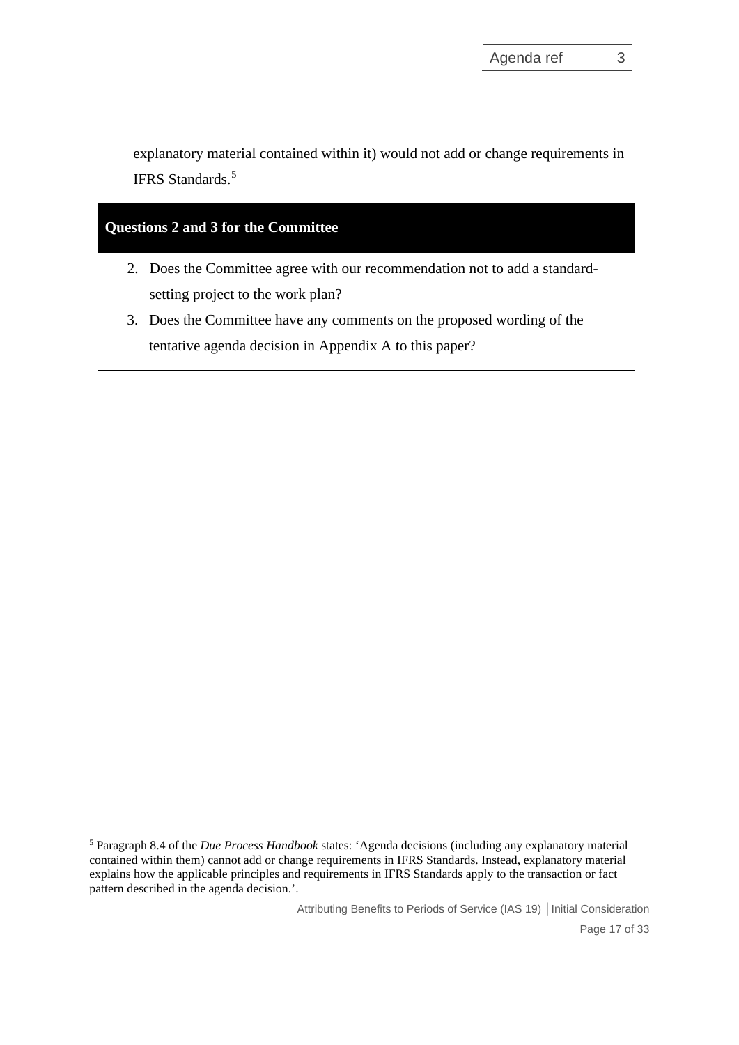explanatory material contained within it) would not add or change requirements in IFRS Standards.[5]

**Questions 2 and 3 for the Committee**

2. Does the Committee agree with our recommendation not to add a standard-setting project to the work plan?
3. Does the Committee have any comments on the proposed wording of the tentative agenda decision in Appendix A to this paper?

---

[5] Paragraph 8.4 of the *Due Process Handbook* states: 'Agenda decisions (including any explanatory material contained within them) cannot add or change requirements in IFRS Standards. Instead, explanatory material explains how the applicable principles and requirements in IFRS Standards apply to the transaction or fact pattern described in the agenda decision.'.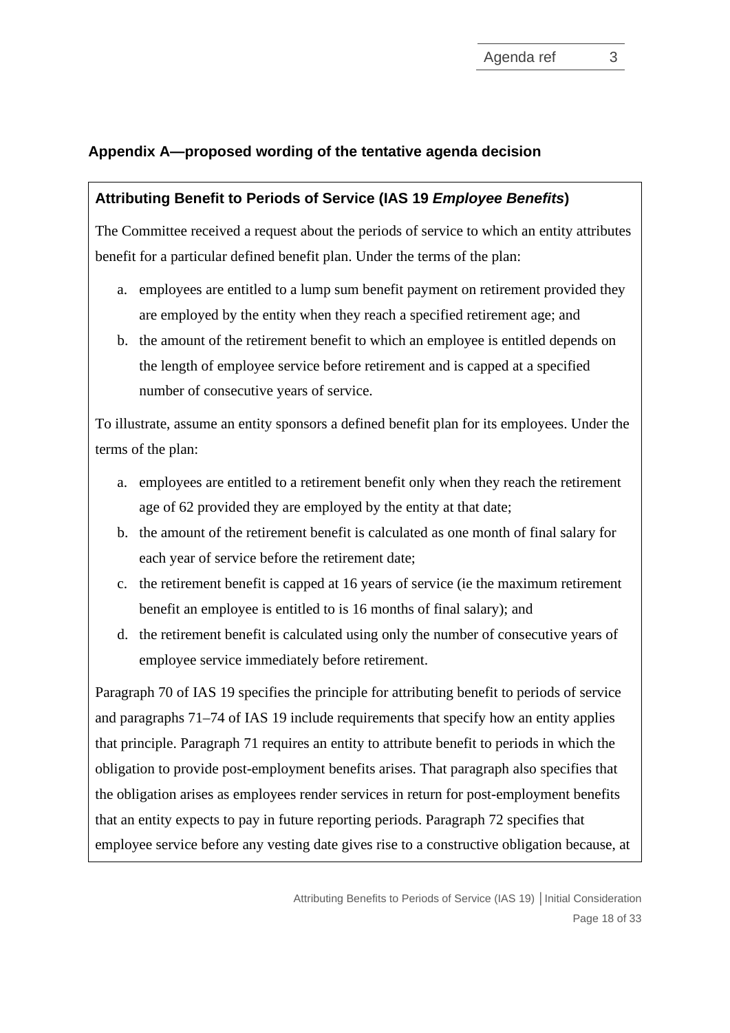## Appendix A—proposed wording of the tentative agenda decision

### Attributing Benefit to Periods of Service (IAS 19 *Employee Benefits*)

The Committee received a request about the periods of service to which an entity attributes benefit for a particular defined benefit plan. Under the terms of the plan:

a. employees are entitled to a lump sum benefit payment on retirement provided they are employed by the entity when they reach a specified retirement age; and
b. the amount of the retirement benefit to which an employee is entitled depends on the length of employee service before retirement and is capped at a specified number of consecutive years of service.

To illustrate, assume an entity sponsors a defined benefit plan for its employees. Under the terms of the plan:

a. employees are entitled to a retirement benefit only when they reach the retirement age of 62 provided they are employed by the entity at that date;
b. the amount of the retirement benefit is calculated as one month of final salary for each year of service before the retirement date;
c. the retirement benefit is capped at 16 years of service (ie the maximum retirement benefit an employee is entitled to is 16 months of final salary); and
d. the retirement benefit is calculated using only the number of consecutive years of employee service immediately before retirement.

Paragraph 70 of IAS 19 specifies the principle for attributing benefit to periods of service and paragraphs 71–74 of IAS 19 include requirements that specify how an entity applies that principle. Paragraph 71 requires an entity to attribute benefit to periods in which the obligation to provide post-employment benefits arises. That paragraph also specifies that the obligation arises as employees render services in return for post-employment benefits that an entity expects to pay in future reporting periods. Paragraph 72 specifies that employee service before any vesting date gives rise to a constructive obligation because, at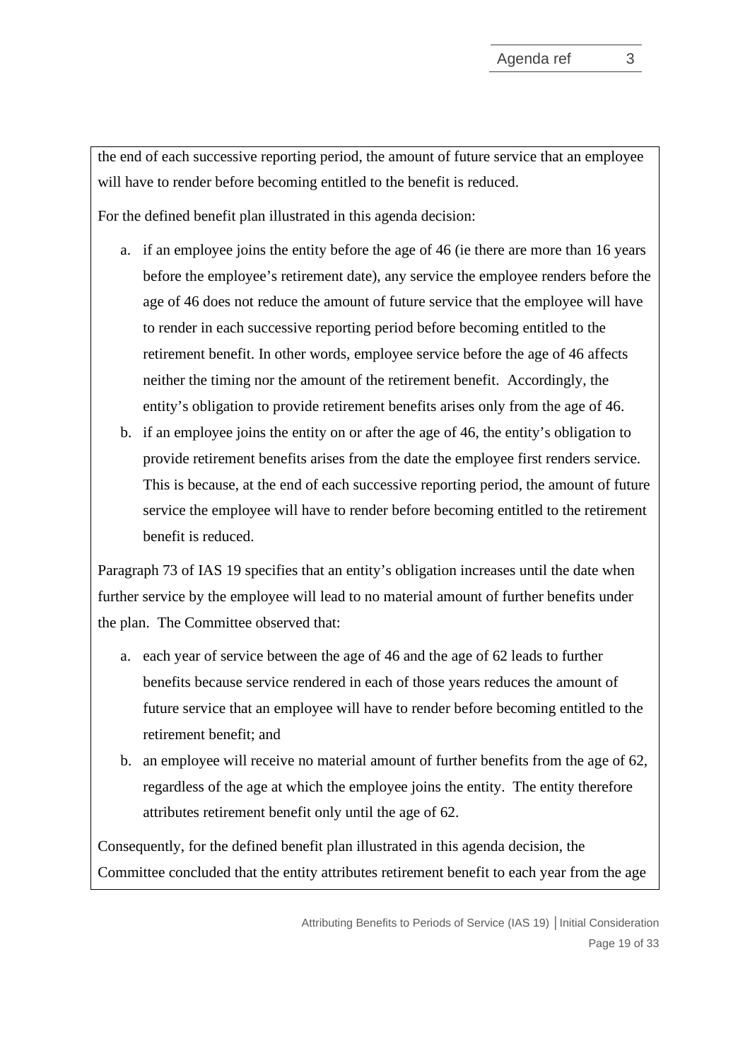the end of each successive reporting period, the amount of future service that an employee will have to render before becoming entitled to the benefit is reduced.

For the defined benefit plan illustrated in this agenda decision:

a. if an employee joins the entity before the age of 46 (ie there are more than 16 years before the employee's retirement date), any service the employee renders before the age of 46 does not reduce the amount of future service that the employee will have to render in each successive reporting period before becoming entitled to the retirement benefit. In other words, employee service before the age of 46 affects neither the timing nor the amount of the retirement benefit. Accordingly, the entity's obligation to provide retirement benefits arises only from the age of 46.

b. if an employee joins the entity on or after the age of 46, the entity's obligation to provide retirement benefits arises from the date the employee first renders service. This is because, at the end of each successive reporting period, the amount of future service the employee will have to render before becoming entitled to the retirement benefit is reduced.

Paragraph 73 of IAS 19 specifies that an entity's obligation increases until the date when further service by the employee will lead to no material amount of further benefits under the plan. The Committee observed that:

a. each year of service between the age of 46 and the age of 62 leads to further benefits because service rendered in each of those years reduces the amount of future service that an employee will have to render before becoming entitled to the retirement benefit; and

b. an employee will receive no material amount of further benefits from the age of 62, regardless of the age at which the employee joins the entity. The entity therefore attributes retirement benefit only until the age of 62.

Consequently, for the defined benefit plan illustrated in this agenda decision, the Committee concluded that the entity attributes retirement benefit to each year from the age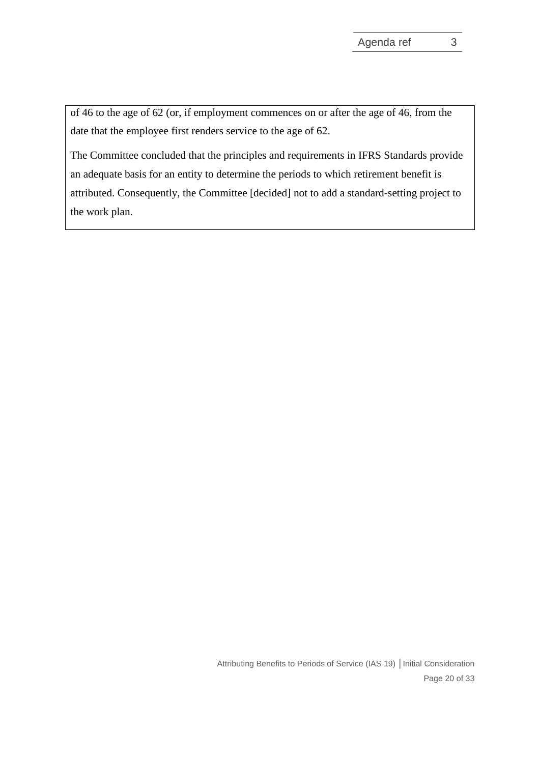of 46 to the age of 62 (or, if employment commences on or after the age of 46, from the date that the employee first renders service to the age of 62.

The Committee concluded that the principles and requirements in IFRS Standards provide an adequate basis for an entity to determine the periods to which retirement benefit is attributed. Consequently, the Committee [decided] not to add a standard-setting project to the work plan.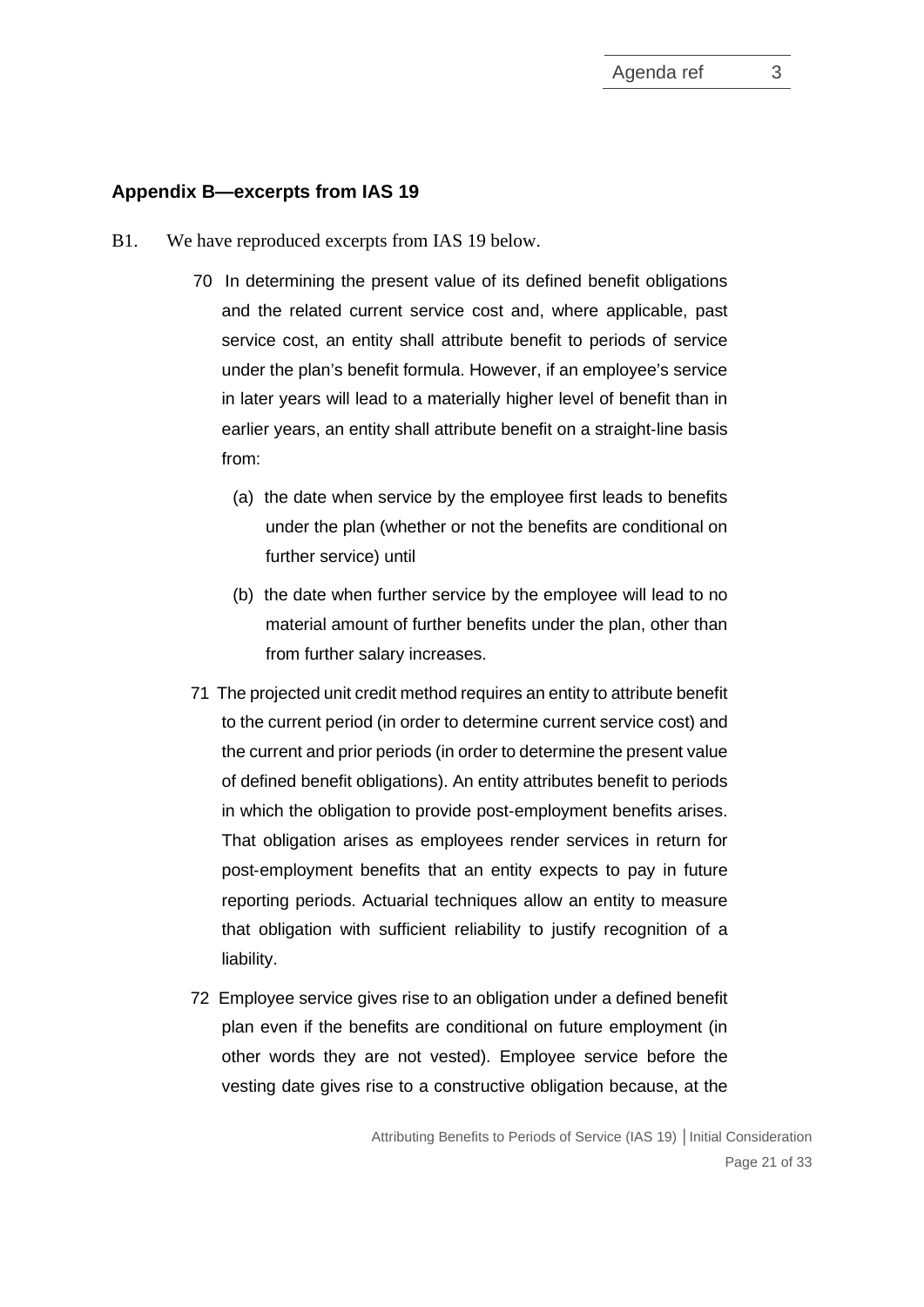## Appendix B—excerpts from IAS 19

B1. We have reproduced excerpts from IAS 19 below.

> 70 In determining the present value of its defined benefit obligations and the related current service cost and, where applicable, past service cost, an entity shall attribute benefit to periods of service under the plan's benefit formula. However, if an employee's service in later years will lead to a materially higher level of benefit than in earlier years, an entity shall attribute benefit on a straight-line basis from:
>
> (a) the date when service by the employee first leads to benefits under the plan (whether or not the benefits are conditional on further service) until
>
> (b) the date when further service by the employee will lead to no material amount of further benefits under the plan, other than from further salary increases.
>
> 71 The projected unit credit method requires an entity to attribute benefit to the current period (in order to determine current service cost) and the current and prior periods (in order to determine the present value of defined benefit obligations). An entity attributes benefit to periods in which the obligation to provide post-employment benefits arises. That obligation arises as employees render services in return for post-employment benefits that an entity expects to pay in future reporting periods. Actuarial techniques allow an entity to measure that obligation with sufficient reliability to justify recognition of a liability.
>
> 72 Employee service gives rise to an obligation under a defined benefit plan even if the benefits are conditional on future employment (in other words they are not vested). Employee service before the vesting date gives rise to a constructive obligation because, at the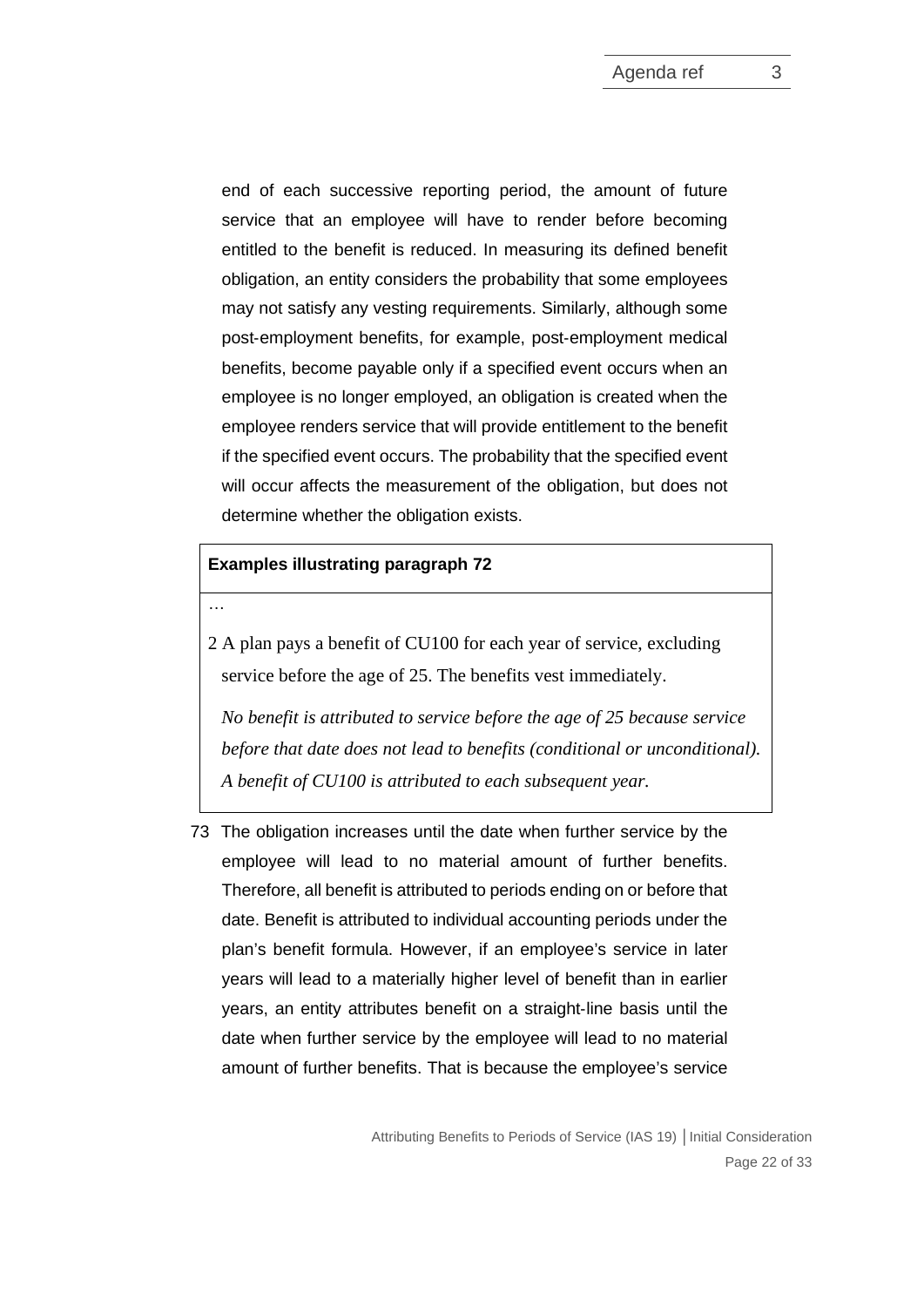end of each successive reporting period, the amount of future service that an employee will have to render before becoming entitled to the benefit is reduced. In measuring its defined benefit obligation, an entity considers the probability that some employees may not satisfy any vesting requirements. Similarly, although some post-employment benefits, for example, post-employment medical benefits, become payable only if a specified event occurs when an employee is no longer employed, an obligation is created when the employee renders service that will provide entitlement to the benefit if the specified event occurs. The probability that the specified event will occur affects the measurement of the obligation, but does not determine whether the obligation exists.

**Examples illustrating paragraph 72**

…

2 A plan pays a benefit of CU100 for each year of service, excluding service before the age of 25. The benefits vest immediately.

*No benefit is attributed to service before the age of 25 because service before that date does not lead to benefits (conditional or unconditional). A benefit of CU100 is attributed to each subsequent year.*

73 The obligation increases until the date when further service by the employee will lead to no material amount of further benefits. Therefore, all benefit is attributed to periods ending on or before that date. Benefit is attributed to individual accounting periods under the plan's benefit formula. However, if an employee's service in later years will lead to a materially higher level of benefit than in earlier years, an entity attributes benefit on a straight-line basis until the date when further service by the employee will lead to no material amount of further benefits. That is because the employee's service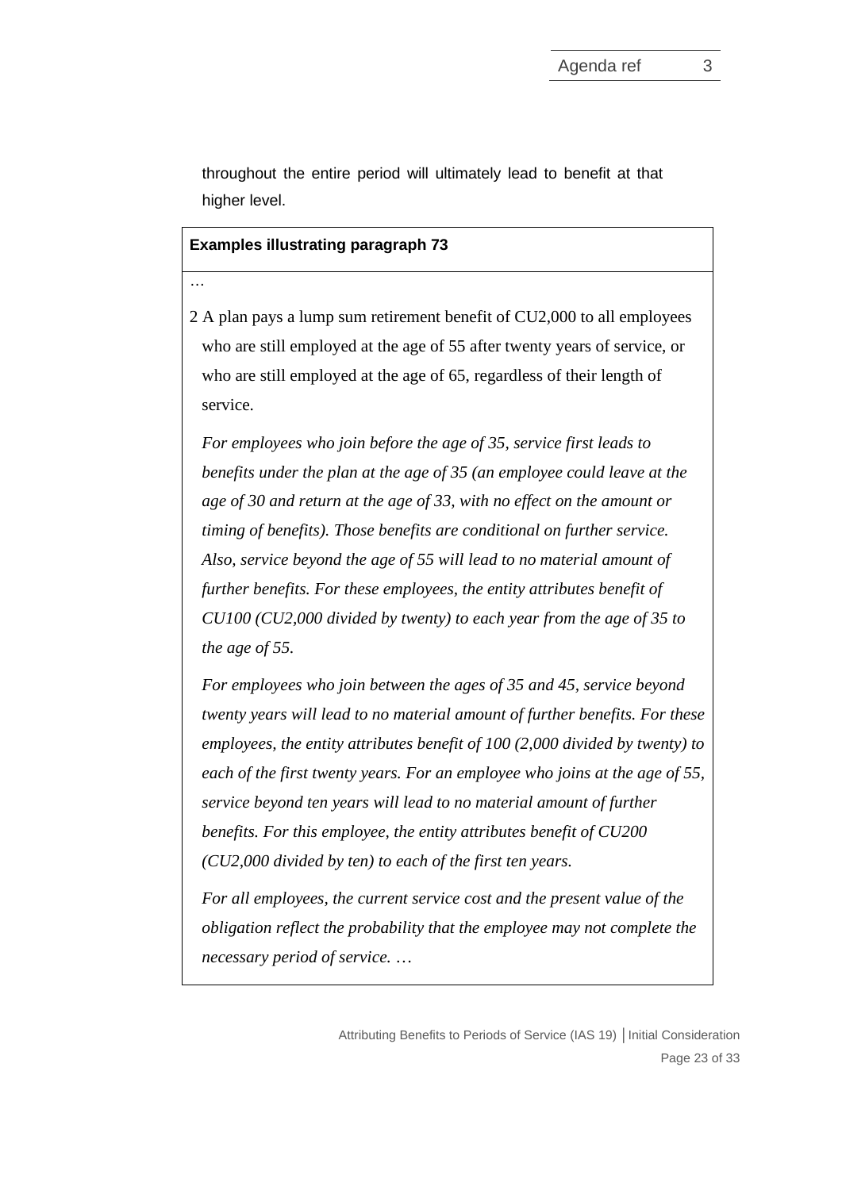throughout the entire period will ultimately lead to benefit at that higher level.

**Examples illustrating paragraph 73**

…

2 A plan pays a lump sum retirement benefit of CU2,000 to all employees who are still employed at the age of 55 after twenty years of service, or who are still employed at the age of 65, regardless of their length of service.

*For employees who join before the age of 35, service first leads to benefits under the plan at the age of 35 (an employee could leave at the age of 30 and return at the age of 33, with no effect on the amount or timing of benefits). Those benefits are conditional on further service. Also, service beyond the age of 55 will lead to no material amount of further benefits. For these employees, the entity attributes benefit of CU100 (CU2,000 divided by twenty) to each year from the age of 35 to the age of 55.*

*For employees who join between the ages of 35 and 45, service beyond twenty years will lead to no material amount of further benefits. For these employees, the entity attributes benefit of 100 (2,000 divided by twenty) to each of the first twenty years. For an employee who joins at the age of 55, service beyond ten years will lead to no material amount of further benefits. For this employee, the entity attributes benefit of CU200 (CU2,000 divided by ten) to each of the first ten years.*

*For all employees, the current service cost and the present value of the obligation reflect the probability that the employee may not complete the necessary period of service. …*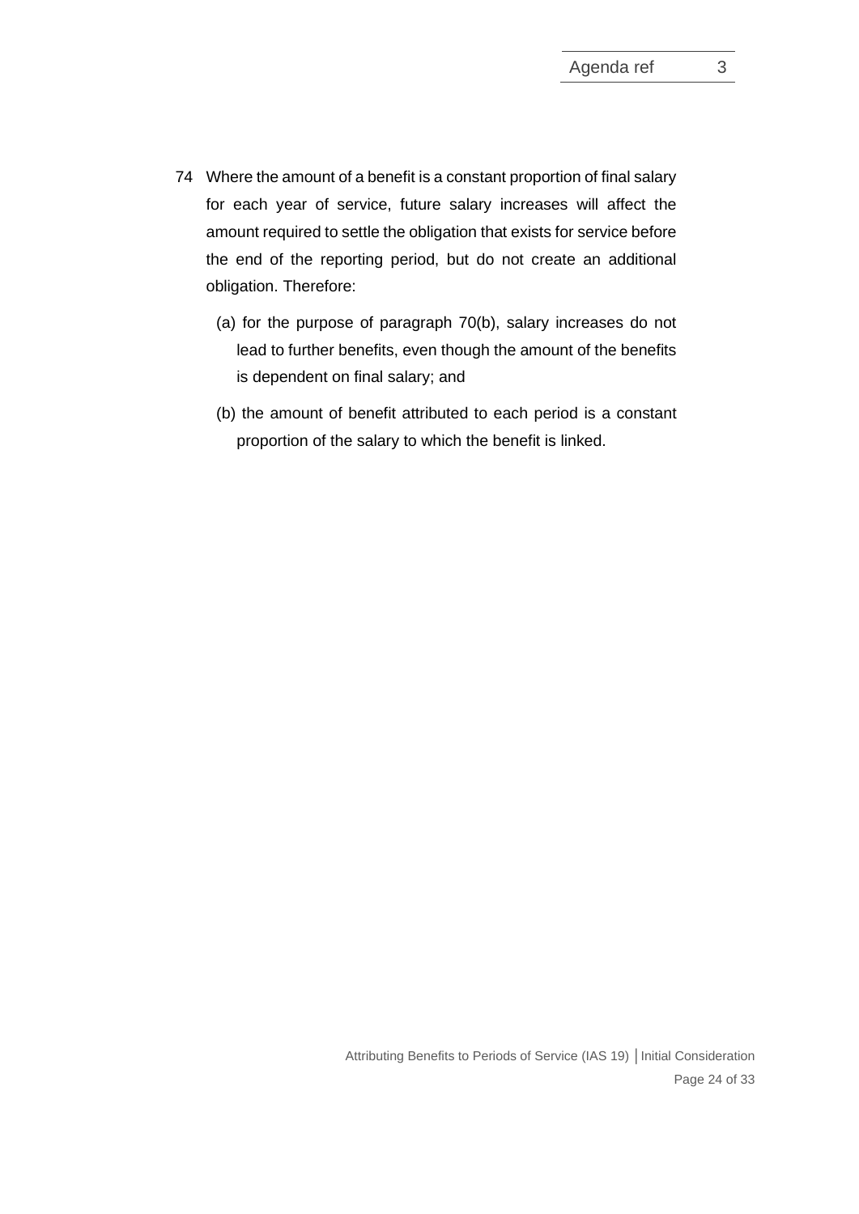74 Where the amount of a benefit is a constant proportion of final salary for each year of service, future salary increases will affect the amount required to settle the obligation that exists for service before the end of the reporting period, but do not create an additional obligation. Therefore:

   (a) for the purpose of paragraph 70(b), salary increases do not lead to further benefits, even though the amount of the benefits is dependent on final salary; and

   (b) the amount of benefit attributed to each period is a constant proportion of the salary to which the benefit is linked.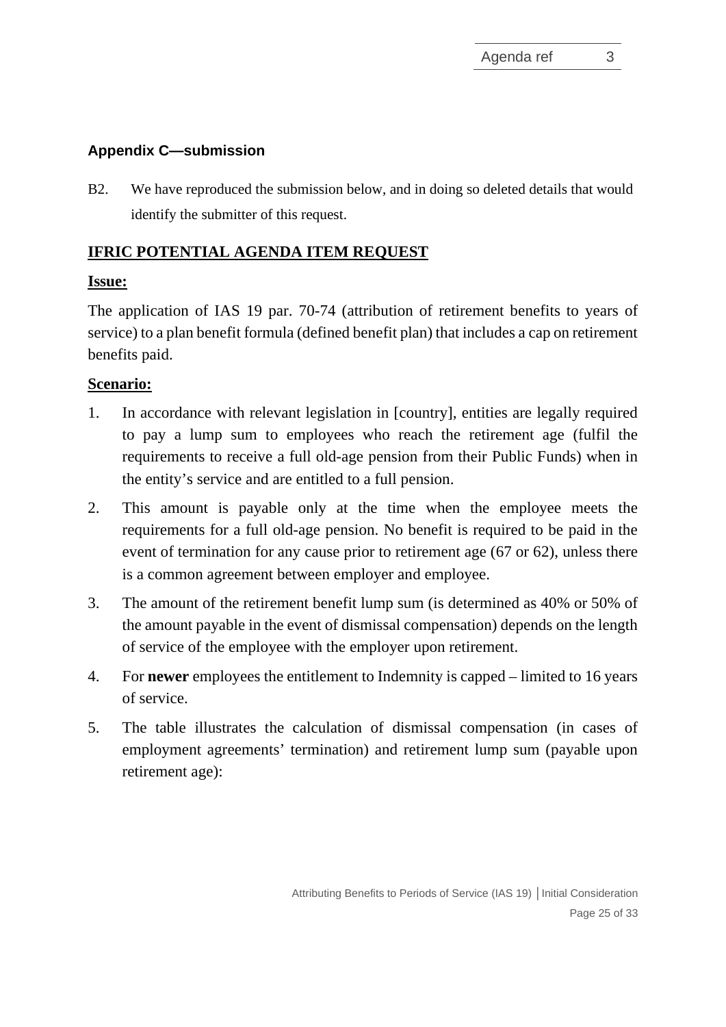### Appendix C—submission

B2. We have reproduced the submission below, and in doing so deleted details that would identify the submitter of this request.

## IFRIC POTENTIAL AGENDA ITEM REQUEST

**Issue:**

The application of IAS 19 par. 70-74 (attribution of retirement benefits to years of service) to a plan benefit formula (defined benefit plan) that includes a cap on retirement benefits paid.

**Scenario:**

1. In accordance with relevant legislation in [country], entities are legally required to pay a lump sum to employees who reach the retirement age (fulfil the requirements to receive a full old-age pension from their Public Funds) when in the entity's service and are entitled to a full pension.
2. This amount is payable only at the time when the employee meets the requirements for a full old-age pension. No benefit is required to be paid in the event of termination for any cause prior to retirement age (67 or 62), unless there is a common agreement between employer and employee.
3. The amount of the retirement benefit lump sum (is determined as 40% or 50% of the amount payable in the event of dismissal compensation) depends on the length of service of the employee with the employer upon retirement.
4. For **newer** employees the entitlement to Indemnity is capped – limited to 16 years of service.
5. The table illustrates the calculation of dismissal compensation (in cases of employment agreements' termination) and retirement lump sum (payable upon retirement age):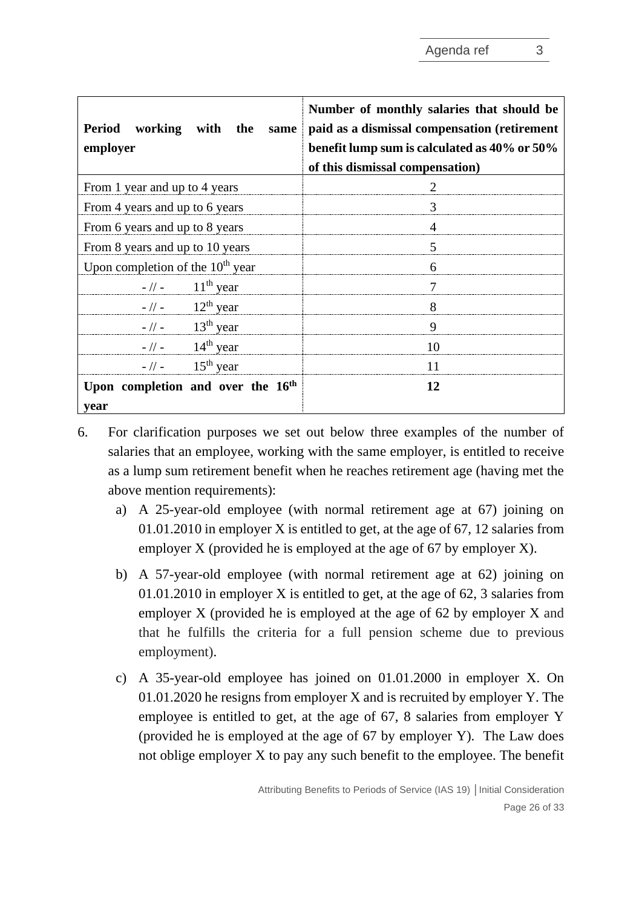| **Period working with the same employer** | **Number of monthly salaries that should be paid as a dismissal compensation (retirement benefit lump sum is calculated as 40% or 50% of this dismissal compensation)** |
|---|---|
| From 1 year and up to 4 years | 2 |
| From 4 years and up to 6 years | 3 |
| From 6 years and up to 8 years | 4 |
| From 8 years and up to 10 years | 5 |
| Upon completion of the 10th year | 6 |
| - // - 11th year | 7 |
| - // - 12th year | 8 |
| - // - 13th year | 9 |
| - // - 14th year | 10 |
| - // - 15th year | 11 |
| **Upon completion and over the 16th year** | **12** |

6. For clarification purposes we set out below three examples of the number of salaries that an employee, working with the same employer, is entitled to receive as a lump sum retirement benefit when he reaches retirement age (having met the above mention requirements):

   a) A 25-year-old employee (with normal retirement age at 67) joining on 01.01.2010 in employer X is entitled to get, at the age of 67, 12 salaries from employer X (provided he is employed at the age of 67 by employer X).

   b) A 57-year-old employee (with normal retirement age at 62) joining on 01.01.2010 in employer X is entitled to get, at the age of 62, 3 salaries from employer X (provided he is employed at the age of 62 by employer X and that he fulfills the criteria for a full pension scheme due to previous employment).

   c) A 35-year-old employee has joined on 01.01.2000 in employer X. On 01.01.2020 he resigns from employer X and is recruited by employer Y. The employee is entitled to get, at the age of 67, 8 salaries from employer Y (provided he is employed at the age of 67 by employer Y). The Law does not oblige employer X to pay any such benefit to the employee. The benefit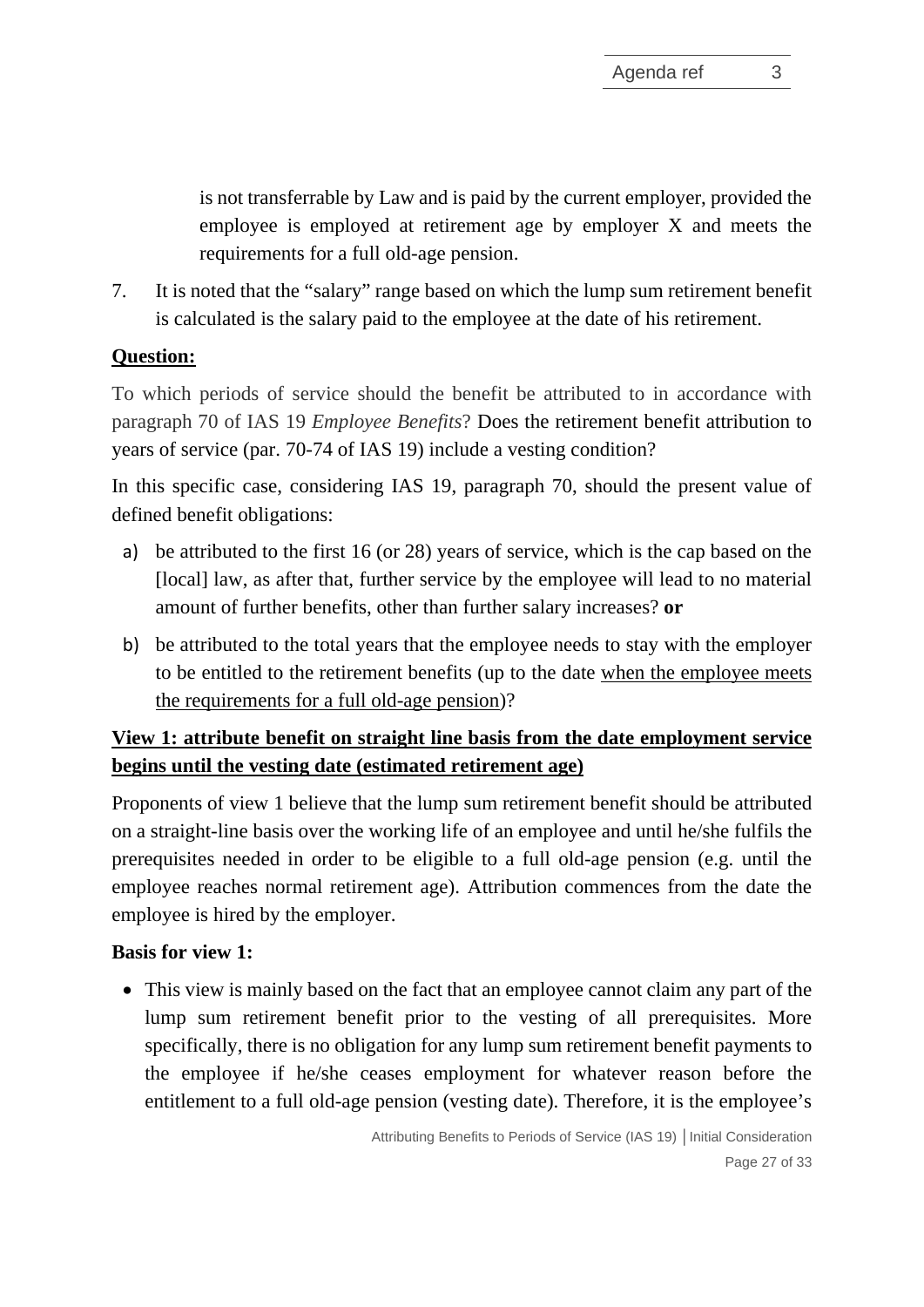is not transferrable by Law and is paid by the current employer, provided the employee is employed at retirement age by employer X and meets the requirements for a full old-age pension.

7. It is noted that the "salary" range based on which the lump sum retirement benefit is calculated is the salary paid to the employee at the date of his retirement.

**Question:**

To which periods of service should the benefit be attributed to in accordance with paragraph 70 of IAS 19 *Employee Benefits*? Does the retirement benefit attribution to years of service (par. 70-74 of IAS 19) include a vesting condition?

In this specific case, considering IAS 19, paragraph 70, should the present value of defined benefit obligations:

a) be attributed to the first 16 (or 28) years of service, which is the cap based on the [local] law, as after that, further service by the employee will lead to no material amount of further benefits, other than further salary increases? **or**

b) be attributed to the total years that the employee needs to stay with the employer to be entitled to the retirement benefits (up to the date when the employee meets the requirements for a full old-age pension)?

**View 1: attribute benefit on straight line basis from the date employment service begins until the vesting date (estimated retirement age)**

Proponents of view 1 believe that the lump sum retirement benefit should be attributed on a straight-line basis over the working life of an employee and until he/she fulfils the prerequisites needed in order to be eligible to a full old-age pension (e.g. until the employee reaches normal retirement age). Attribution commences from the date the employee is hired by the employer.

**Basis for view 1:**

- This view is mainly based on the fact that an employee cannot claim any part of the lump sum retirement benefit prior to the vesting of all prerequisites. More specifically, there is no obligation for any lump sum retirement benefit payments to the employee if he/she ceases employment for whatever reason before the entitlement to a full old-age pension (vesting date). Therefore, it is the employee's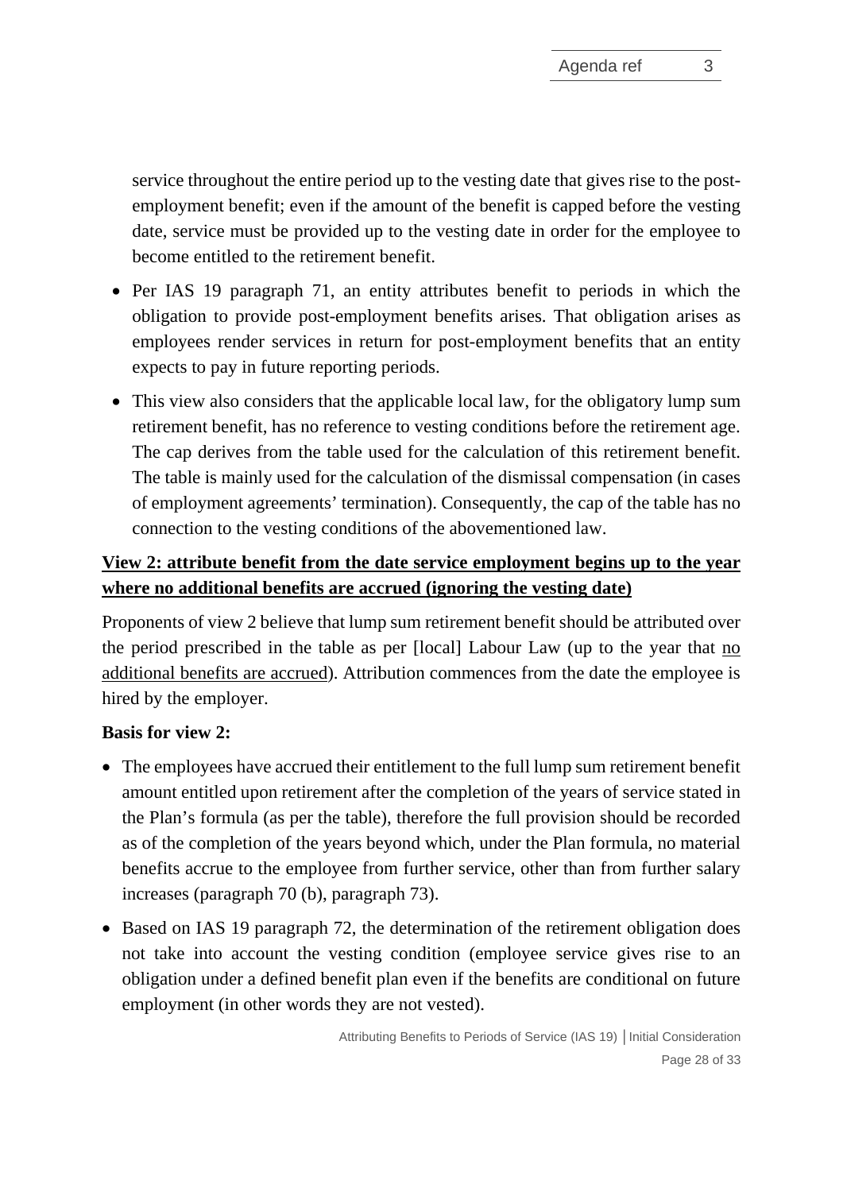service throughout the entire period up to the vesting date that gives rise to the post-employment benefit; even if the amount of the benefit is capped before the vesting date, service must be provided up to the vesting date in order for the employee to become entitled to the retirement benefit.

- Per IAS 19 paragraph 71, an entity attributes benefit to periods in which the obligation to provide post-employment benefits arises. That obligation arises as employees render services in return for post-employment benefits that an entity expects to pay in future reporting periods.
- This view also considers that the applicable local law, for the obligatory lump sum retirement benefit, has no reference to vesting conditions before the retirement age. The cap derives from the table used for the calculation of this retirement benefit. The table is mainly used for the calculation of the dismissal compensation (in cases of employment agreements' termination). Consequently, the cap of the table has no connection to the vesting conditions of the abovementioned law.

<u>**View 2: attribute benefit from the date service employment begins up to the year where no additional benefits are accrued (ignoring the vesting date)**</u>

Proponents of view 2 believe that lump sum retirement benefit should be attributed over the period prescribed in the table as per [local] Labour Law (up to the year that <u>no additional benefits are accrued</u>). Attribution commences from the date the employee is hired by the employer.

**Basis for view 2:**

- The employees have accrued their entitlement to the full lump sum retirement benefit amount entitled upon retirement after the completion of the years of service stated in the Plan's formula (as per the table), therefore the full provision should be recorded as of the completion of the years beyond which, under the Plan formula, no material benefits accrue to the employee from further service, other than from further salary increases (paragraph 70 (b), paragraph 73).
- Based on IAS 19 paragraph 72, the determination of the retirement obligation does not take into account the vesting condition (employee service gives rise to an obligation under a defined benefit plan even if the benefits are conditional on future employment (in other words they are not vested).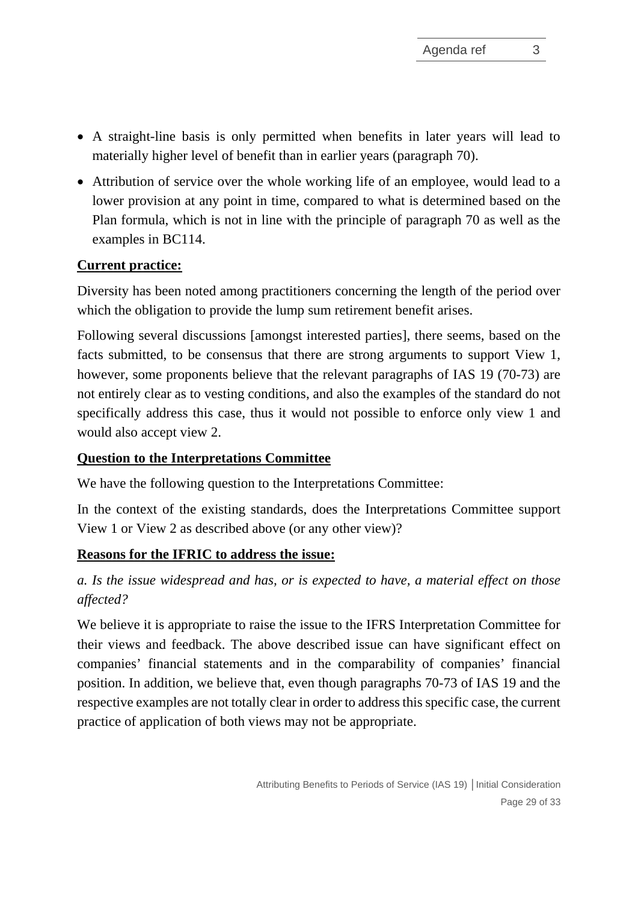- A straight-line basis is only permitted when benefits in later years will lead to materially higher level of benefit than in earlier years (paragraph 70).
- Attribution of service over the whole working life of an employee, would lead to a lower provision at any point in time, compared to what is determined based on the Plan formula, which is not in line with the principle of paragraph 70 as well as the examples in BC114.

**Current practice:**

Diversity has been noted among practitioners concerning the length of the period over which the obligation to provide the lump sum retirement benefit arises.

Following several discussions [amongst interested parties], there seems, based on the facts submitted, to be consensus that there are strong arguments to support View 1, however, some proponents believe that the relevant paragraphs of IAS 19 (70-73) are not entirely clear as to vesting conditions, and also the examples of the standard do not specifically address this case, thus it would not possible to enforce only view 1 and would also accept view 2.

**Question to the Interpretations Committee**

We have the following question to the Interpretations Committee:

In the context of the existing standards, does the Interpretations Committee support View 1 or View 2 as described above (or any other view)?

**Reasons for the IFRIC to address the issue:**

*a. Is the issue widespread and has, or is expected to have, a material effect on those affected?*

We believe it is appropriate to raise the issue to the IFRS Interpretation Committee for their views and feedback. The above described issue can have significant effect on companies' financial statements and in the comparability of companies' financial position. In addition, we believe that, even though paragraphs 70-73 of IAS 19 and the respective examples are not totally clear in order to address this specific case, the current practice of application of both views may not be appropriate.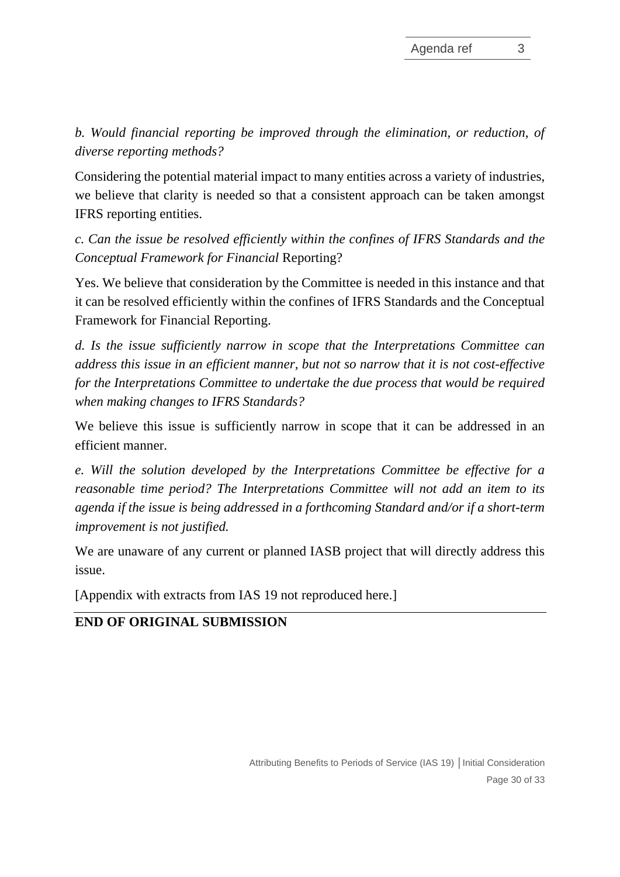*b. Would financial reporting be improved through the elimination, or reduction, of diverse reporting methods?*

Considering the potential material impact to many entities across a variety of industries, we believe that clarity is needed so that a consistent approach can be taken amongst IFRS reporting entities.

*c. Can the issue be resolved efficiently within the confines of IFRS Standards and the Conceptual Framework for Financial* Reporting?

Yes. We believe that consideration by the Committee is needed in this instance and that it can be resolved efficiently within the confines of IFRS Standards and the Conceptual Framework for Financial Reporting.

*d. Is the issue sufficiently narrow in scope that the Interpretations Committee can address this issue in an efficient manner, but not so narrow that it is not cost-effective for the Interpretations Committee to undertake the due process that would be required when making changes to IFRS Standards?*

We believe this issue is sufficiently narrow in scope that it can be addressed in an efficient manner.

*e. Will the solution developed by the Interpretations Committee be effective for a reasonable time period? The Interpretations Committee will not add an item to its agenda if the issue is being addressed in a forthcoming Standard and/or if a short-term improvement is not justified.*

We are unaware of any current or planned IASB project that will directly address this issue.

[Appendix with extracts from IAS 19 not reproduced here.]

**END OF ORIGINAL SUBMISSION**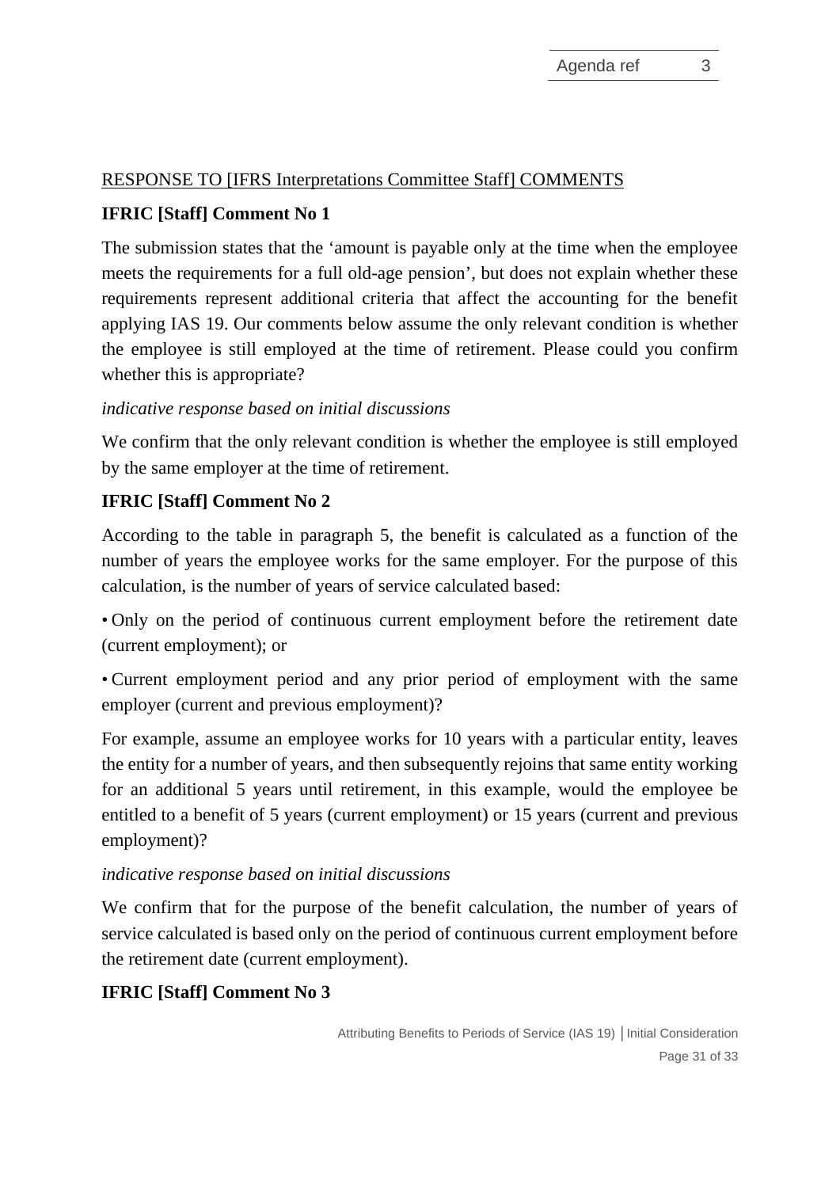<u>RESPONSE TO [IFRS Interpretations Committee Staff] COMMENTS</u>

**IFRIC [Staff] Comment No 1**

The submission states that the 'amount is payable only at the time when the employee meets the requirements for a full old-age pension', but does not explain whether these requirements represent additional criteria that affect the accounting for the benefit applying IAS 19. Our comments below assume the only relevant condition is whether the employee is still employed at the time of retirement. Please could you confirm whether this is appropriate?

*indicative response based on initial discussions*

We confirm that the only relevant condition is whether the employee is still employed by the same employer at the time of retirement.

**IFRIC [Staff] Comment No 2**

According to the table in paragraph 5, the benefit is calculated as a function of the number of years the employee works for the same employer. For the purpose of this calculation, is the number of years of service calculated based:

- Only on the period of continuous current employment before the retirement date (current employment); or
- Current employment period and any prior period of employment with the same employer (current and previous employment)?

For example, assume an employee works for 10 years with a particular entity, leaves the entity for a number of years, and then subsequently rejoins that same entity working for an additional 5 years until retirement, in this example, would the employee be entitled to a benefit of 5 years (current employment) or 15 years (current and previous employment)?

*indicative response based on initial discussions*

We confirm that for the purpose of the benefit calculation, the number of years of service calculated is based only on the period of continuous current employment before the retirement date (current employment).

**IFRIC [Staff] Comment No 3**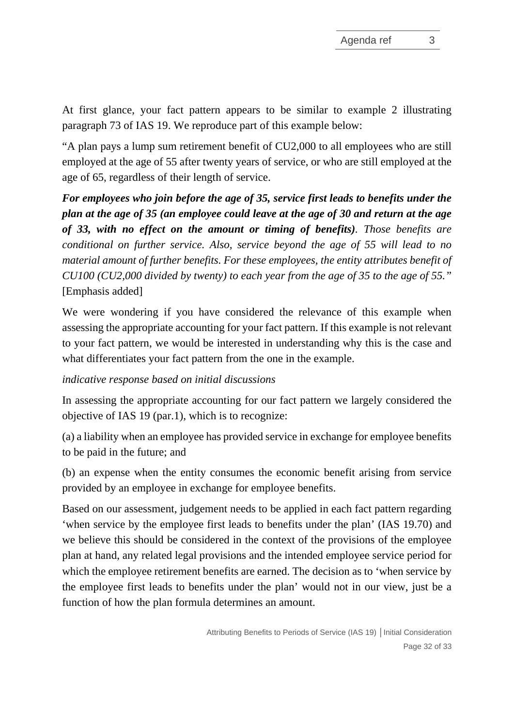At first glance, your fact pattern appears to be similar to example 2 illustrating paragraph 73 of IAS 19. We reproduce part of this example below:

"A plan pays a lump sum retirement benefit of CU2,000 to all employees who are still employed at the age of 55 after twenty years of service, or who are still employed at the age of 65, regardless of their length of service.

***For employees who join before the age of 35, service first leads to benefits under the plan at the age of 35 (an employee could leave at the age of 30 and return at the age of 33, with no effect on the amount or timing of benefits)****. Those benefits are conditional on further service. Also, service beyond the age of 55 will lead to no material amount of further benefits. For these employees, the entity attributes benefit of CU100 (CU2,000 divided by twenty) to each year from the age of 35 to the age of 55."* [Emphasis added]

We were wondering if you have considered the relevance of this example when assessing the appropriate accounting for your fact pattern. If this example is not relevant to your fact pattern, we would be interested in understanding why this is the case and what differentiates your fact pattern from the one in the example.

*indicative response based on initial discussions*

In assessing the appropriate accounting for our fact pattern we largely considered the objective of IAS 19 (par.1), which is to recognize:

(a) a liability when an employee has provided service in exchange for employee benefits to be paid in the future; and

(b) an expense when the entity consumes the economic benefit arising from service provided by an employee in exchange for employee benefits.

Based on our assessment, judgement needs to be applied in each fact pattern regarding 'when service by the employee first leads to benefits under the plan' (IAS 19.70) and we believe this should be considered in the context of the provisions of the employee plan at hand, any related legal provisions and the intended employee service period for which the employee retirement benefits are earned. The decision as to 'when service by the employee first leads to benefits under the plan' would not in our view, just be a function of how the plan formula determines an amount.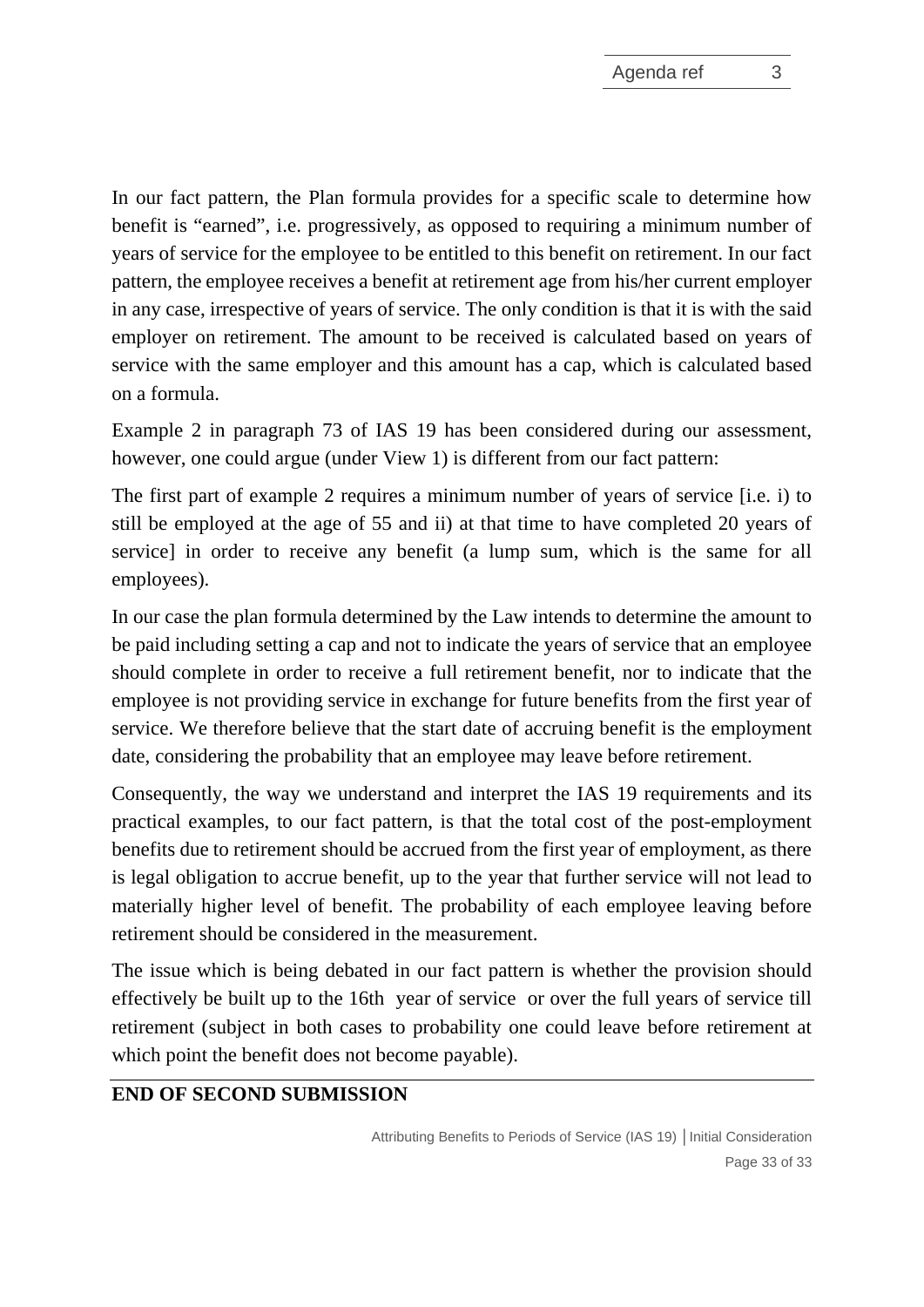In our fact pattern, the Plan formula provides for a specific scale to determine how benefit is "earned", i.e. progressively, as opposed to requiring a minimum number of years of service for the employee to be entitled to this benefit on retirement. In our fact pattern, the employee receives a benefit at retirement age from his/her current employer in any case, irrespective of years of service. The only condition is that it is with the said employer on retirement. The amount to be received is calculated based on years of service with the same employer and this amount has a cap, which is calculated based on a formula.

Example 2 in paragraph 73 of IAS 19 has been considered during our assessment, however, one could argue (under View 1) is different from our fact pattern:

The first part of example 2 requires a minimum number of years of service [i.e. i) to still be employed at the age of 55 and ii) at that time to have completed 20 years of service] in order to receive any benefit (a lump sum, which is the same for all employees).

In our case the plan formula determined by the Law intends to determine the amount to be paid including setting a cap and not to indicate the years of service that an employee should complete in order to receive a full retirement benefit, nor to indicate that the employee is not providing service in exchange for future benefits from the first year of service. We therefore believe that the start date of accruing benefit is the employment date, considering the probability that an employee may leave before retirement.

Consequently, the way we understand and interpret the IAS 19 requirements and its practical examples, to our fact pattern, is that the total cost of the post-employment benefits due to retirement should be accrued from the first year of employment, as there is legal obligation to accrue benefit, up to the year that further service will not lead to materially higher level of benefit. The probability of each employee leaving before retirement should be considered in the measurement.

The issue which is being debated in our fact pattern is whether the provision should effectively be built up to the 16th year of service or over the full years of service till retirement (subject in both cases to probability one could leave before retirement at which point the benefit does not become payable).

**END OF SECOND SUBMISSION**